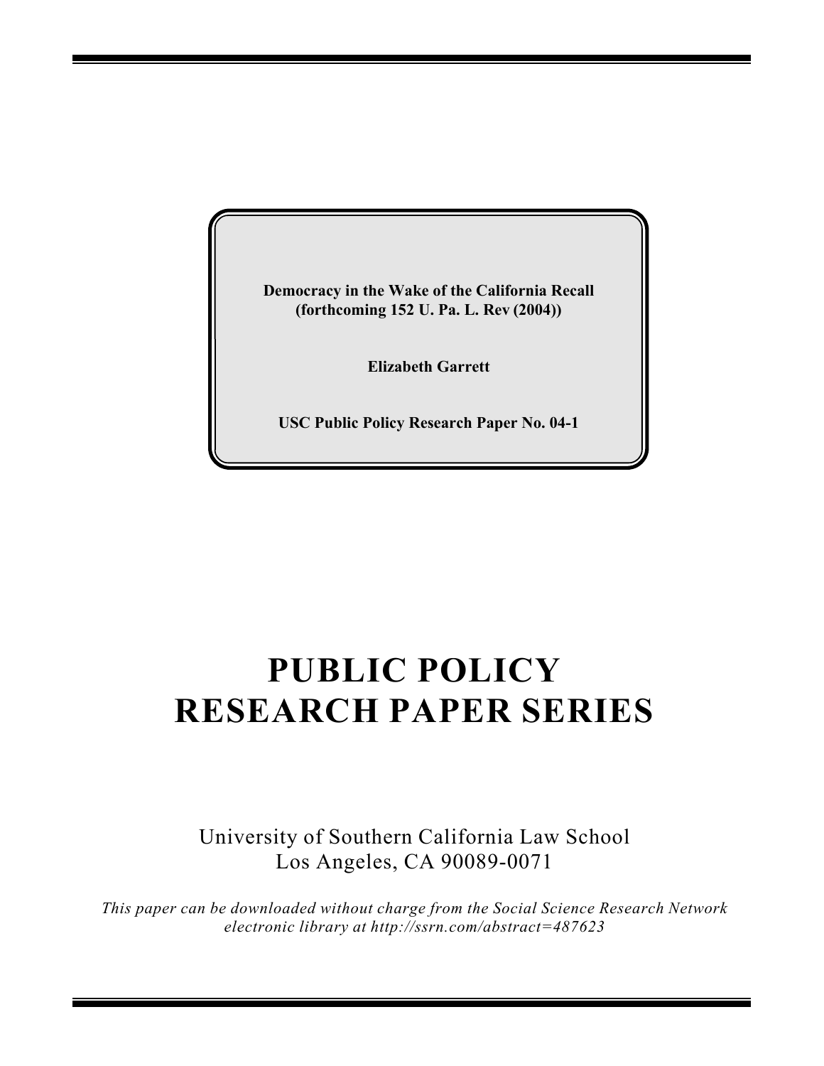**Democracy in the Wake of the California Recall**
**(forthcoming 152 U. Pa. L. Rev (2004))**

**Elizabeth Garrett**

**USC Public Policy Research Paper No. 04-1**

# PUBLIC POLICY RESEARCH PAPER SERIES

University of Southern California Law School
Los Angeles, CA 90089-0071

*This paper can be downloaded without charge from the Social Science Research Network electronic library at http://ssrn.com/abstract=487623*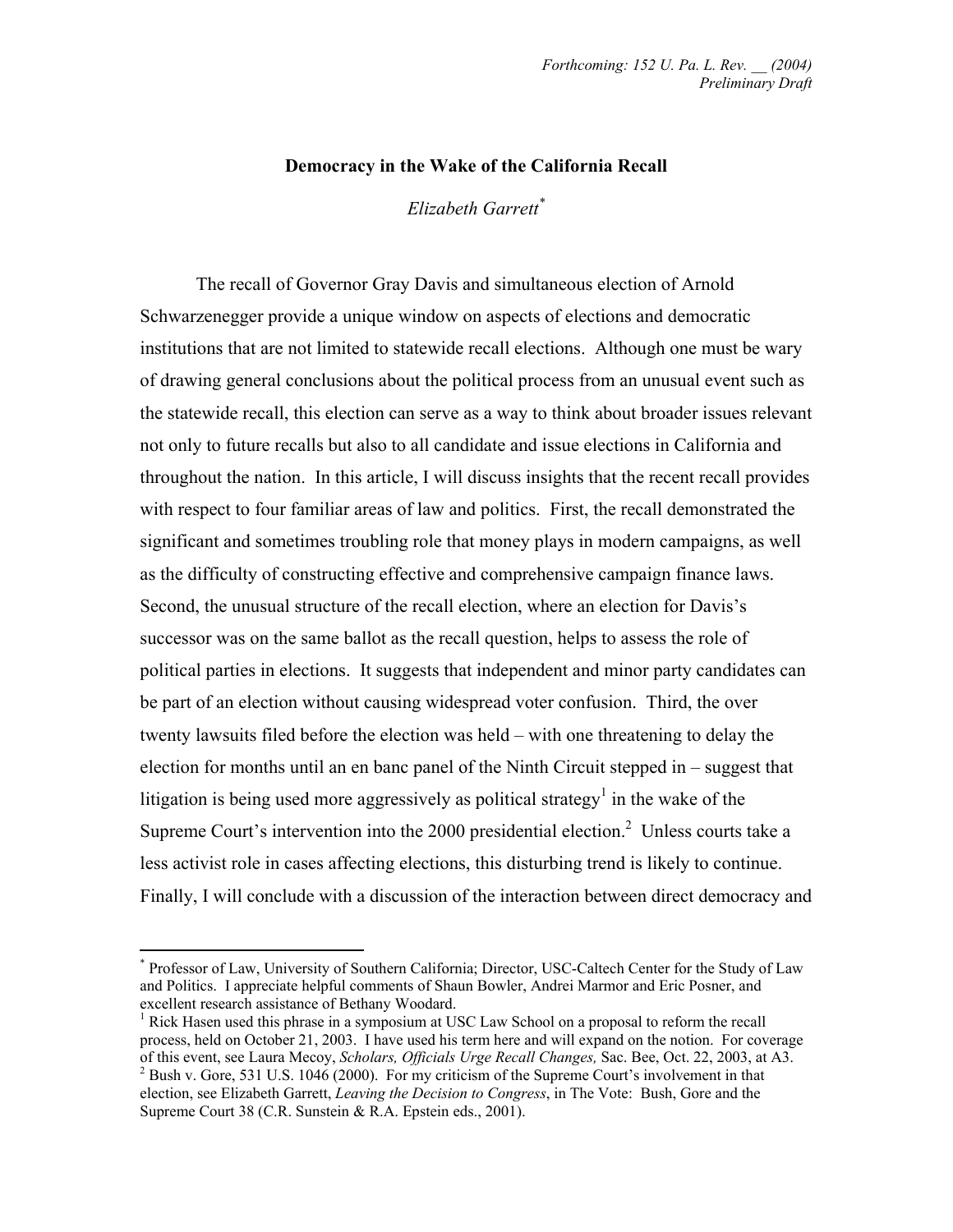# Democracy in the Wake of the California Recall

*Elizabeth Garrett*[*]

The recall of Governor Gray Davis and simultaneous election of Arnold Schwarzenegger provide a unique window on aspects of elections and democratic institutions that are not limited to statewide recall elections. Although one must be wary of drawing general conclusions about the political process from an unusual event such as the statewide recall, this election can serve as a way to think about broader issues relevant not only to future recalls but also to all candidate and issue elections in California and throughout the nation. In this article, I will discuss insights that the recent recall provides with respect to four familiar areas of law and politics. First, the recall demonstrated the significant and sometimes troubling role that money plays in modern campaigns, as well as the difficulty of constructing effective and comprehensive campaign finance laws. Second, the unusual structure of the recall election, where an election for Davis's successor was on the same ballot as the recall question, helps to assess the role of political parties in elections. It suggests that independent and minor party candidates can be part of an election without causing widespread voter confusion. Third, the over twenty lawsuits filed before the election was held – with one threatening to delay the election for months until an en banc panel of the Ninth Circuit stepped in – suggest that litigation is being used more aggressively as political strategy[1] in the wake of the Supreme Court's intervention into the 2000 presidential election.[2] Unless courts take a less activist role in cases affecting elections, this disturbing trend is likely to continue. Finally, I will conclude with a discussion of the interaction between direct democracy and

---

[*] Professor of Law, University of Southern California; Director, USC-Caltech Center for the Study of Law and Politics. I appreciate helpful comments of Shaun Bowler, Andrei Marmor and Eric Posner, and excellent research assistance of Bethany Woodard.

[1] Rick Hasen used this phrase in a symposium at USC Law School on a proposal to reform the recall process, held on October 21, 2003. I have used his term here and will expand on the notion. For coverage of this event, see Laura Mecoy, *Scholars, Officials Urge Recall Changes,* Sac. Bee, Oct. 22, 2003, at A3.

[2] Bush v. Gore, 531 U.S. 1046 (2000). For my criticism of the Supreme Court's involvement in that election, see Elizabeth Garrett, *Leaving the Decision to Congress*, in The Vote: Bush, Gore and the Supreme Court 38 (C.R. Sunstein & R.A. Epstein eds., 2001).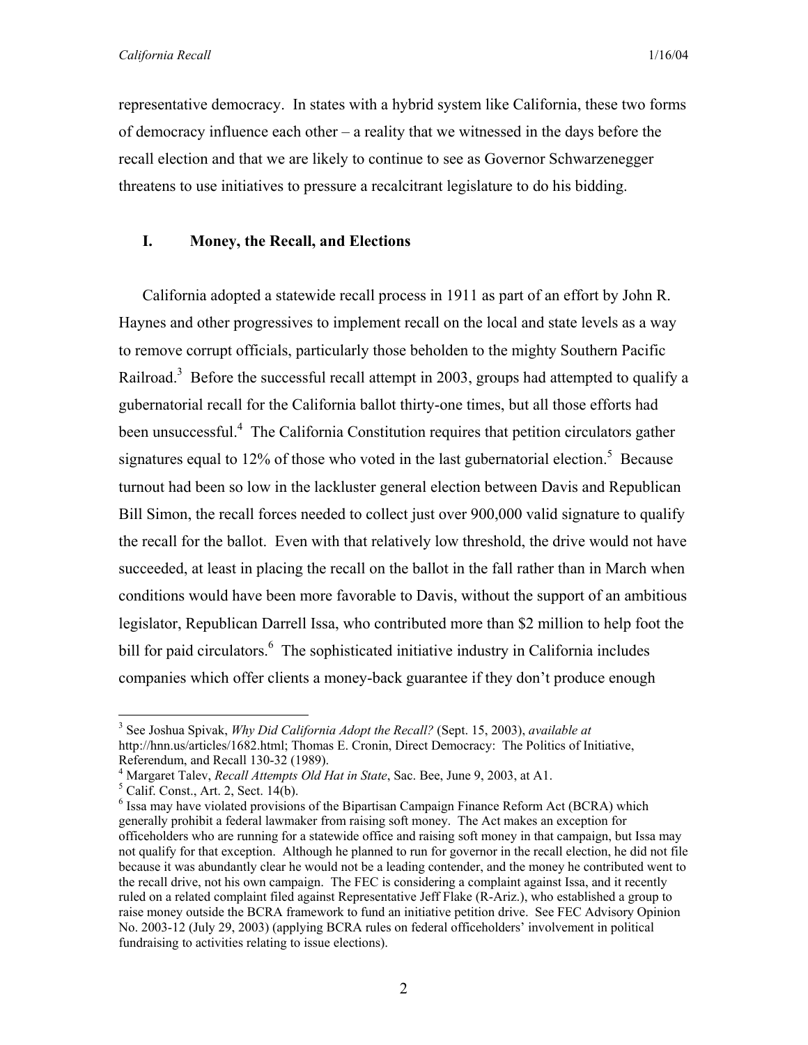representative democracy. In states with a hybrid system like California, these two forms of democracy influence each other – a reality that we witnessed in the days before the recall election and that we are likely to continue to see as Governor Schwarzenegger threatens to use initiatives to pressure a recalcitrant legislature to do his bidding.

## I. Money, the Recall, and Elections

California adopted a statewide recall process in 1911 as part of an effort by John R. Haynes and other progressives to implement recall on the local and state levels as a way to remove corrupt officials, particularly those beholden to the mighty Southern Pacific Railroad.[3] Before the successful recall attempt in 2003, groups had attempted to qualify a gubernatorial recall for the California ballot thirty-one times, but all those efforts had been unsuccessful.[4] The California Constitution requires that petition circulators gather signatures equal to 12% of those who voted in the last gubernatorial election.[5] Because turnout had been so low in the lackluster general election between Davis and Republican Bill Simon, the recall forces needed to collect just over 900,000 valid signature to qualify the recall for the ballot. Even with that relatively low threshold, the drive would not have succeeded, at least in placing the recall on the ballot in the fall rather than in March when conditions would have been more favorable to Davis, without the support of an ambitious legislator, Republican Darrell Issa, who contributed more than $2 million to help foot the bill for paid circulators.[6] The sophisticated initiative industry in California includes companies which offer clients a money-back guarantee if they don't produce enough

---

[3] See Joshua Spivak, *Why Did California Adopt the Recall?* (Sept. 15, 2003), *available at* http://hnn.us/articles/1682.html; Thomas E. Cronin, Direct Democracy: The Politics of Initiative, Referendum, and Recall 130-32 (1989).

[4] Margaret Talev, *Recall Attempts Old Hat in State*, Sac. Bee, June 9, 2003, at A1.

[5] Calif. Const., Art. 2, Sect. 14(b).

[6] Issa may have violated provisions of the Bipartisan Campaign Finance Reform Act (BCRA) which generally prohibit a federal lawmaker from raising soft money. The Act makes an exception for officeholders who are running for a statewide office and raising soft money in that campaign, but Issa may not qualify for that exception. Although he planned to run for governor in the recall election, he did not file because it was abundantly clear he would not be a leading contender, and the money he contributed went to the recall drive, not his own campaign. The FEC is considering a complaint against Issa, and it recently ruled on a related complaint filed against Representative Jeff Flake (R-Ariz.), who established a group to raise money outside the BCRA framework to fund an initiative petition drive. See FEC Advisory Opinion No. 2003-12 (July 29, 2003) (applying BCRA rules on federal officeholders' involvement in political fundraising to activities relating to issue elections).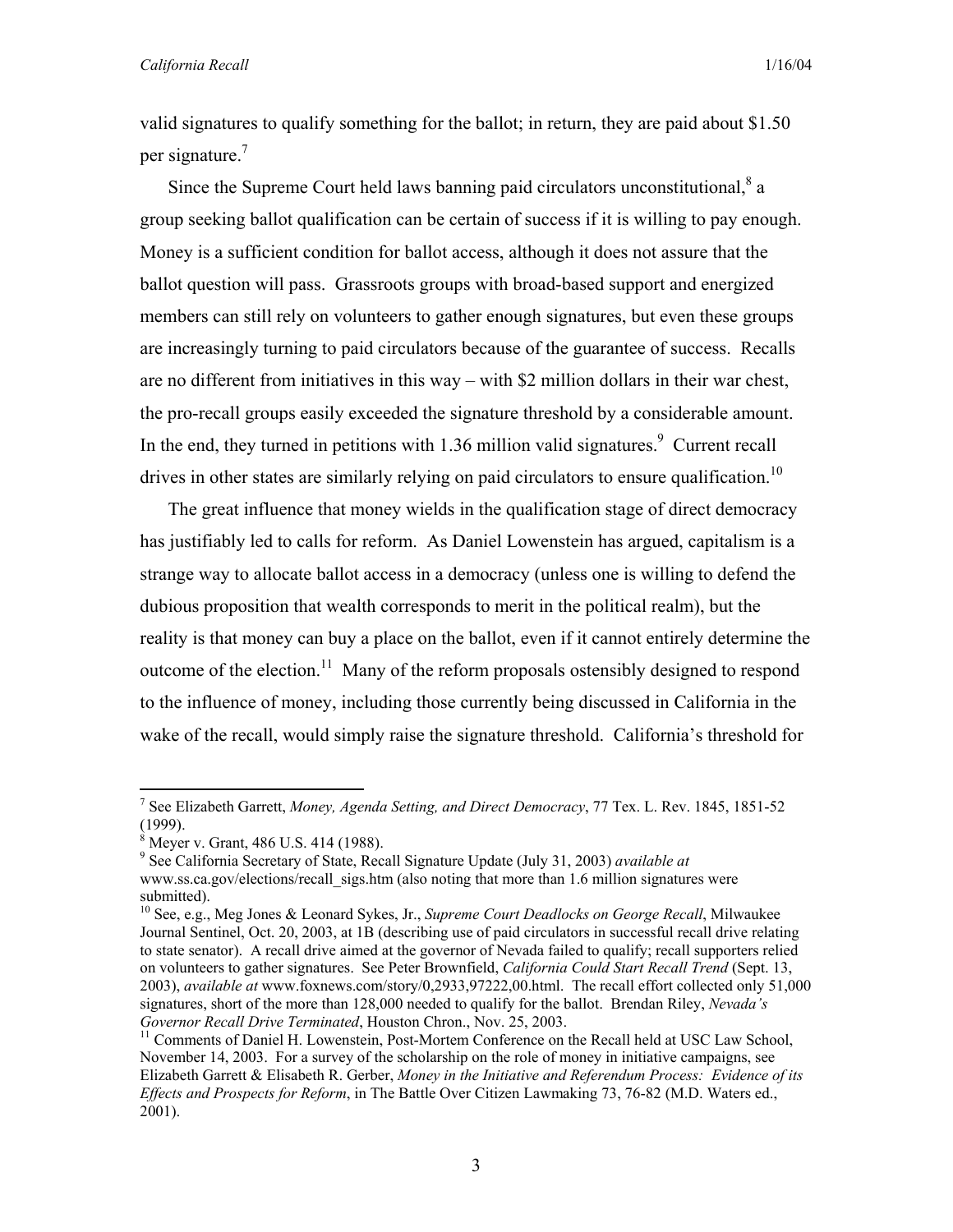valid signatures to qualify something for the ballot; in return, they are paid about $1.50 per signature.[7]

Since the Supreme Court held laws banning paid circulators unconstitutional,[8] a group seeking ballot qualification can be certain of success if it is willing to pay enough. Money is a sufficient condition for ballot access, although it does not assure that the ballot question will pass. Grassroots groups with broad-based support and energized members can still rely on volunteers to gather enough signatures, but even these groups are increasingly turning to paid circulators because of the guarantee of success. Recalls are no different from initiatives in this way – with $2 million dollars in their war chest, the pro-recall groups easily exceeded the signature threshold by a considerable amount. In the end, they turned in petitions with 1.36 million valid signatures.[9] Current recall drives in other states are similarly relying on paid circulators to ensure qualification.[10]

The great influence that money wields in the qualification stage of direct democracy has justifiably led to calls for reform. As Daniel Lowenstein has argued, capitalism is a strange way to allocate ballot access in a democracy (unless one is willing to defend the dubious proposition that wealth corresponds to merit in the political realm), but the reality is that money can buy a place on the ballot, even if it cannot entirely determine the outcome of the election.[11] Many of the reform proposals ostensibly designed to respond to the influence of money, including those currently being discussed in California in the wake of the recall, would simply raise the signature threshold. California's threshold for

---

[7] See Elizabeth Garrett, *Money, Agenda Setting, and Direct Democracy*, 77 Tex. L. Rev. 1845, 1851-52 (1999).

[8] Meyer v. Grant, 486 U.S. 414 (1988).

[9] See California Secretary of State, Recall Signature Update (July 31, 2003) *available at* www.ss.ca.gov/elections/recall_sigs.htm (also noting that more than 1.6 million signatures were submitted).

[10] See, e.g., Meg Jones & Leonard Sykes, Jr., *Supreme Court Deadlocks on George Recall*, Milwaukee Journal Sentinel, Oct. 20, 2003, at 1B (describing use of paid circulators in successful recall drive relating to state senator). A recall drive aimed at the governor of Nevada failed to qualify; recall supporters relied on volunteers to gather signatures. See Peter Brownfield, *California Could Start Recall Trend* (Sept. 13, 2003), *available at* www.foxnews.com/story/0,2933,97222,00.html. The recall effort collected only 51,000 signatures, short of the more than 128,000 needed to qualify for the ballot. Brendan Riley, *Nevada's Governor Recall Drive Terminated*, Houston Chron., Nov. 25, 2003.

[11] Comments of Daniel H. Lowenstein, Post-Mortem Conference on the Recall held at USC Law School, November 14, 2003. For a survey of the scholarship on the role of money in initiative campaigns, see Elizabeth Garrett & Elisabeth R. Gerber, *Money in the Initiative and Referendum Process: Evidence of its Effects and Prospects for Reform*, in The Battle Over Citizen Lawmaking 73, 76-82 (M.D. Waters ed., 2001).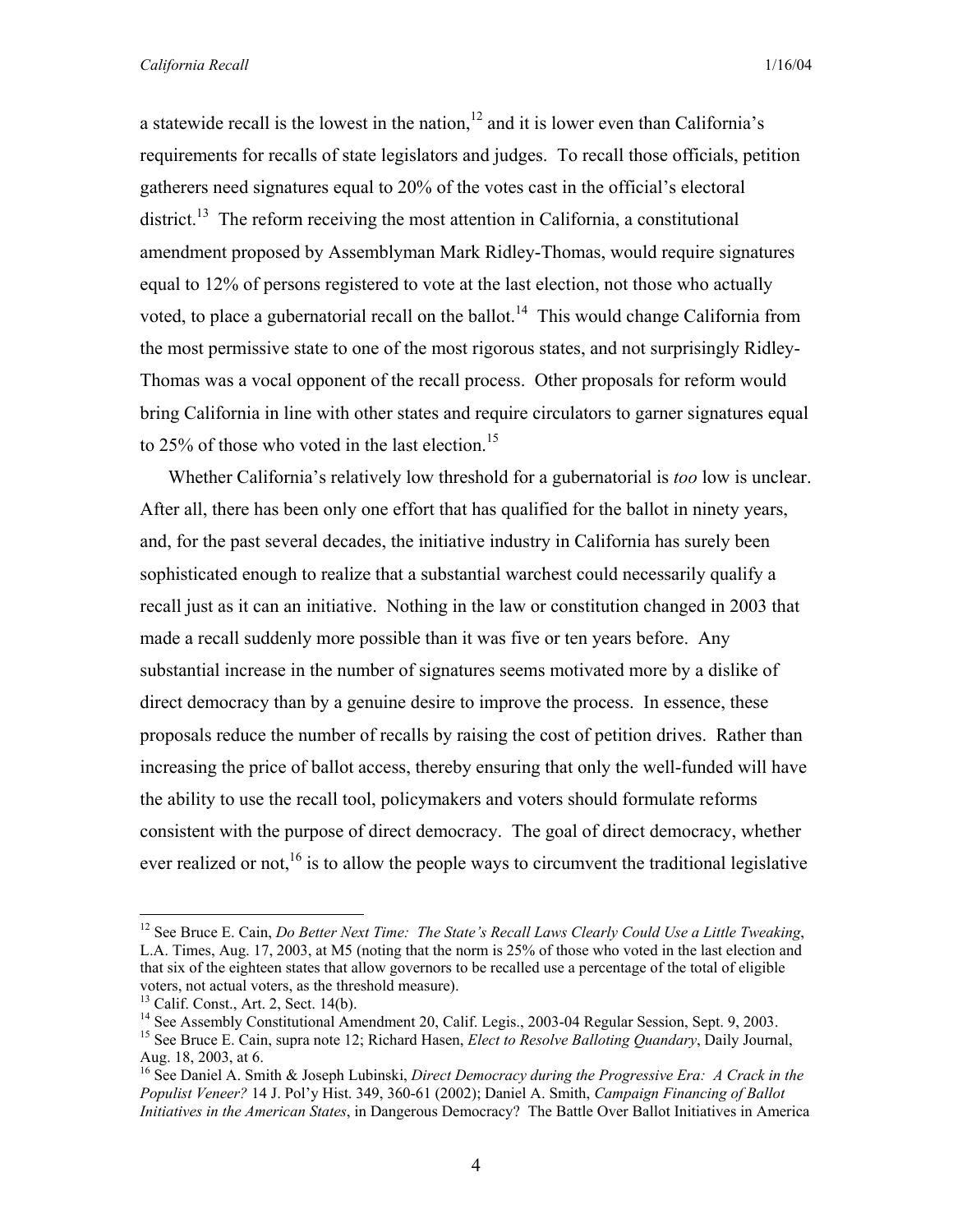a statewide recall is the lowest in the nation,[12] and it is lower even than California's requirements for recalls of state legislators and judges. To recall those officials, petition gatherers need signatures equal to 20% of the votes cast in the official's electoral district.[13] The reform receiving the most attention in California, a constitutional amendment proposed by Assemblyman Mark Ridley-Thomas, would require signatures equal to 12% of persons registered to vote at the last election, not those who actually voted, to place a gubernatorial recall on the ballot.[14] This would change California from the most permissive state to one of the most rigorous states, and not surprisingly Ridley-Thomas was a vocal opponent of the recall process. Other proposals for reform would bring California in line with other states and require circulators to garner signatures equal to 25% of those who voted in the last election.[15]

Whether California's relatively low threshold for a gubernatorial is *too* low is unclear. After all, there has been only one effort that has qualified for the ballot in ninety years, and, for the past several decades, the initiative industry in California has surely been sophisticated enough to realize that a substantial warchest could necessarily qualify a recall just as it can an initiative. Nothing in the law or constitution changed in 2003 that made a recall suddenly more possible than it was five or ten years before. Any substantial increase in the number of signatures seems motivated more by a dislike of direct democracy than by a genuine desire to improve the process. In essence, these proposals reduce the number of recalls by raising the cost of petition drives. Rather than increasing the price of ballot access, thereby ensuring that only the well-funded will have the ability to use the recall tool, policymakers and voters should formulate reforms consistent with the purpose of direct democracy. The goal of direct democracy, whether ever realized or not,[16] is to allow the people ways to circumvent the traditional legislative

---

[12] See Bruce E. Cain, *Do Better Next Time: The State's Recall Laws Clearly Could Use a Little Tweaking*, L.A. Times, Aug. 17, 2003, at M5 (noting that the norm is 25% of those who voted in the last election and that six of the eighteen states that allow governors to be recalled use a percentage of the total of eligible voters, not actual voters, as the threshold measure).

[13] Calif. Const., Art. 2, Sect. 14(b).

[14] See Assembly Constitutional Amendment 20, Calif. Legis., 2003-04 Regular Session, Sept. 9, 2003.

[15] See Bruce E. Cain, supra note 12; Richard Hasen, *Elect to Resolve Balloting Quandary*, Daily Journal, Aug. 18, 2003, at 6.

[16] See Daniel A. Smith & Joseph Lubinski, *Direct Democracy during the Progressive Era: A Crack in the Populist Veneer?* 14 J. Pol'y Hist. 349, 360-61 (2002); Daniel A. Smith, *Campaign Financing of Ballot Initiatives in the American States*, in Dangerous Democracy? The Battle Over Ballot Initiatives in America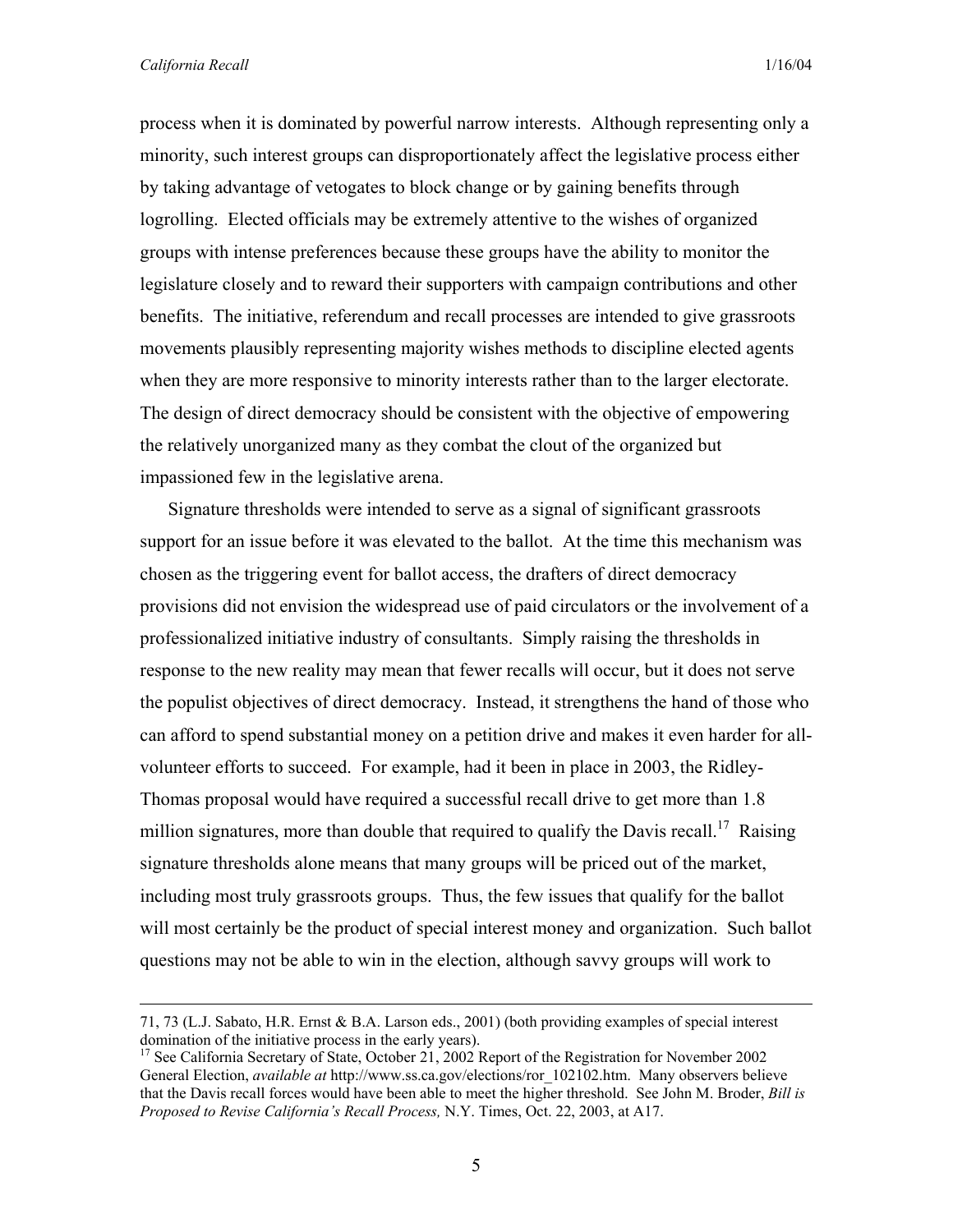process when it is dominated by powerful narrow interests. Although representing only a minority, such interest groups can disproportionately affect the legislative process either by taking advantage of vetogates to block change or by gaining benefits through logrolling. Elected officials may be extremely attentive to the wishes of organized groups with intense preferences because these groups have the ability to monitor the legislature closely and to reward their supporters with campaign contributions and other benefits. The initiative, referendum and recall processes are intended to give grassroots movements plausibly representing majority wishes methods to discipline elected agents when they are more responsive to minority interests rather than to the larger electorate. The design of direct democracy should be consistent with the objective of empowering the relatively unorganized many as they combat the clout of the organized but impassioned few in the legislative arena.

Signature thresholds were intended to serve as a signal of significant grassroots support for an issue before it was elevated to the ballot. At the time this mechanism was chosen as the triggering event for ballot access, the drafters of direct democracy provisions did not envision the widespread use of paid circulators or the involvement of a professionalized initiative industry of consultants. Simply raising the thresholds in response to the new reality may mean that fewer recalls will occur, but it does not serve the populist objectives of direct democracy. Instead, it strengthens the hand of those who can afford to spend substantial money on a petition drive and makes it even harder for all-volunteer efforts to succeed. For example, had it been in place in 2003, the Ridley-Thomas proposal would have required a successful recall drive to get more than 1.8 million signatures, more than double that required to qualify the Davis recall.[17] Raising signature thresholds alone means that many groups will be priced out of the market, including most truly grassroots groups. Thus, the few issues that qualify for the ballot will most certainly be the product of special interest money and organization. Such ballot questions may not be able to win in the election, although savvy groups will work to

---

71, 73 (L.J. Sabato, H.R. Ernst & B.A. Larson eds., 2001) (both providing examples of special interest domination of the initiative process in the early years).

[17] See California Secretary of State, October 21, 2002 Report of the Registration for November 2002 General Election, *available at* http://www.ss.ca.gov/elections/ror_102102.htm. Many observers believe that the Davis recall forces would have been able to meet the higher threshold. See John M. Broder, *Bill is Proposed to Revise California's Recall Process,* N.Y. Times, Oct. 22, 2003, at A17.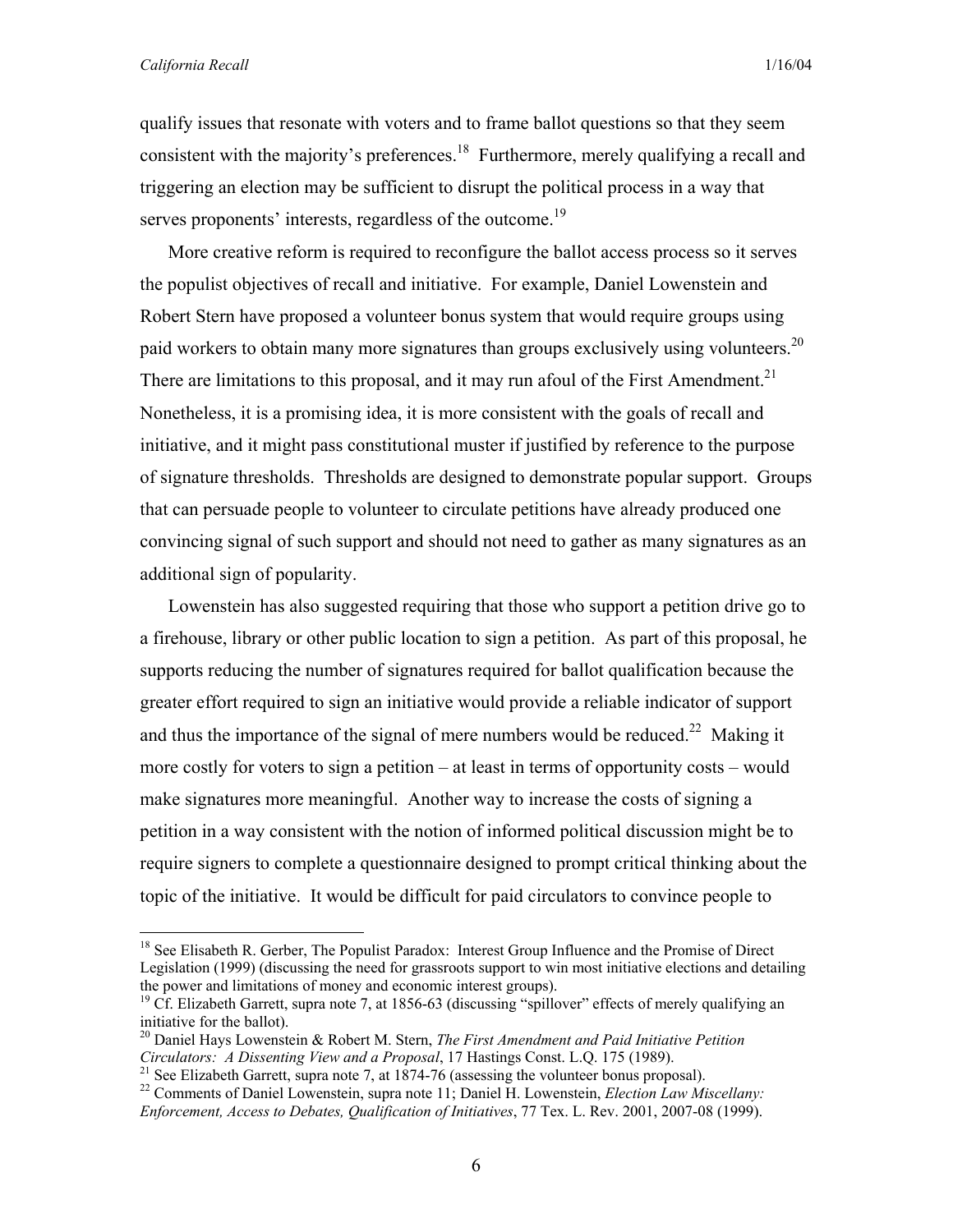qualify issues that resonate with voters and to frame ballot questions so that they seem consistent with the majority's preferences.[18] Furthermore, merely qualifying a recall and triggering an election may be sufficient to disrupt the political process in a way that serves proponents' interests, regardless of the outcome.[19]

More creative reform is required to reconfigure the ballot access process so it serves the populist objectives of recall and initiative. For example, Daniel Lowenstein and Robert Stern have proposed a volunteer bonus system that would require groups using paid workers to obtain many more signatures than groups exclusively using volunteers.[20] There are limitations to this proposal, and it may run afoul of the First Amendment.[21] Nonetheless, it is a promising idea, it is more consistent with the goals of recall and initiative, and it might pass constitutional muster if justified by reference to the purpose of signature thresholds. Thresholds are designed to demonstrate popular support. Groups that can persuade people to volunteer to circulate petitions have already produced one convincing signal of such support and should not need to gather as many signatures as an additional sign of popularity.

Lowenstein has also suggested requiring that those who support a petition drive go to a firehouse, library or other public location to sign a petition. As part of this proposal, he supports reducing the number of signatures required for ballot qualification because the greater effort required to sign an initiative would provide a reliable indicator of support and thus the importance of the signal of mere numbers would be reduced.[22] Making it more costly for voters to sign a petition – at least in terms of opportunity costs – would make signatures more meaningful. Another way to increase the costs of signing a petition in a way consistent with the notion of informed political discussion might be to require signers to complete a questionnaire designed to prompt critical thinking about the topic of the initiative. It would be difficult for paid circulators to convince people to

---

[18] See Elisabeth R. Gerber, The Populist Paradox: Interest Group Influence and the Promise of Direct Legislation (1999) (discussing the need for grassroots support to win most initiative elections and detailing the power and limitations of money and economic interest groups).

[19] Cf. Elizabeth Garrett, supra note 7, at 1856-63 (discussing "spillover" effects of merely qualifying an initiative for the ballot).

[20] Daniel Hays Lowenstein & Robert M. Stern, *The First Amendment and Paid Initiative Petition Circulators: A Dissenting View and a Proposal*, 17 Hastings Const. L.Q. 175 (1989).

[21] See Elizabeth Garrett, supra note 7, at 1874-76 (assessing the volunteer bonus proposal).

[22] Comments of Daniel Lowenstein, supra note 11; Daniel H. Lowenstein, *Election Law Miscellany: Enforcement, Access to Debates, Qualification of Initiatives*, 77 Tex. L. Rev. 2001, 2007-08 (1999).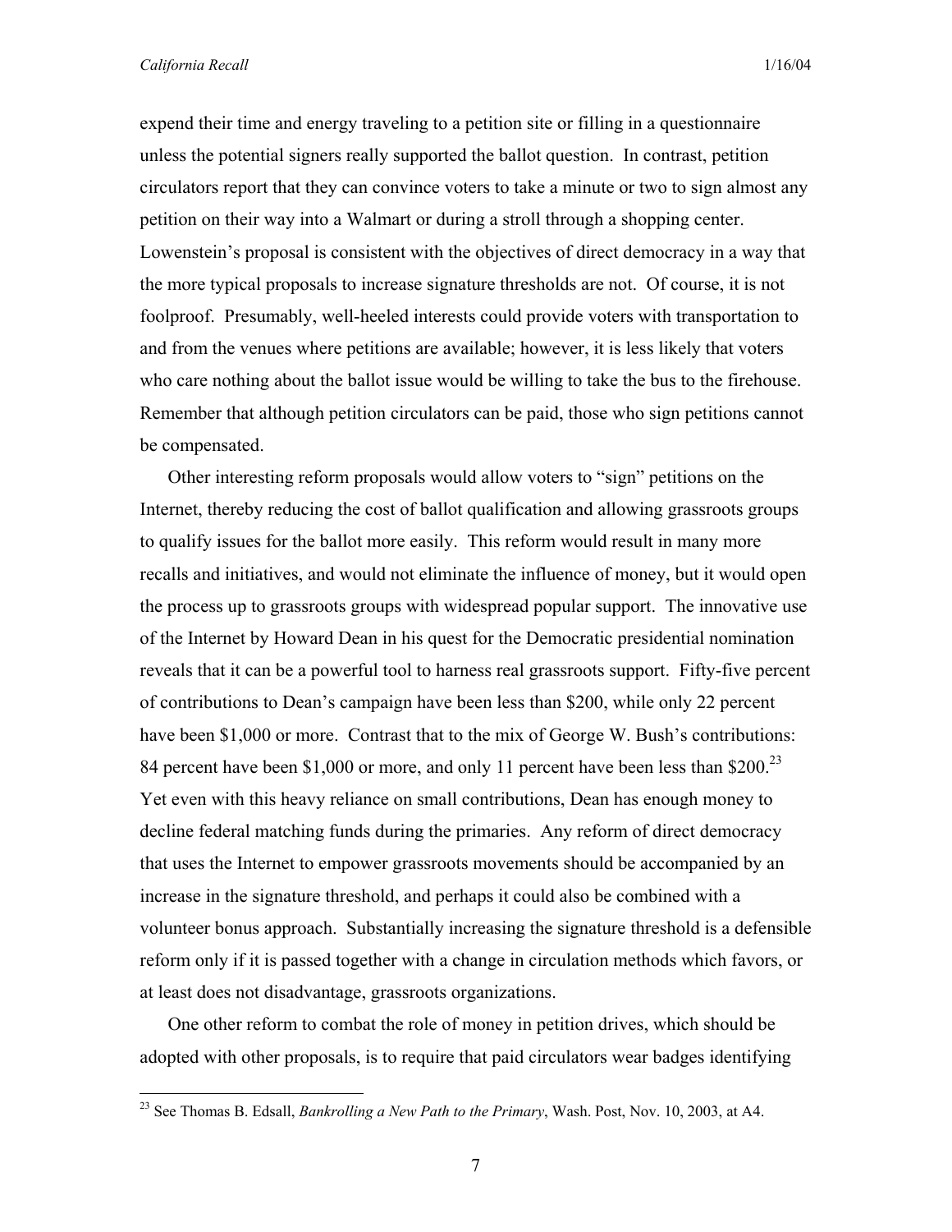expend their time and energy traveling to a petition site or filling in a questionnaire unless the potential signers really supported the ballot question. In contrast, petition circulators report that they can convince voters to take a minute or two to sign almost any petition on their way into a Walmart or during a stroll through a shopping center. Lowenstein's proposal is consistent with the objectives of direct democracy in a way that the more typical proposals to increase signature thresholds are not. Of course, it is not foolproof. Presumably, well-heeled interests could provide voters with transportation to and from the venues where petitions are available; however, it is less likely that voters who care nothing about the ballot issue would be willing to take the bus to the firehouse. Remember that although petition circulators can be paid, those who sign petitions cannot be compensated.

Other interesting reform proposals would allow voters to "sign" petitions on the Internet, thereby reducing the cost of ballot qualification and allowing grassroots groups to qualify issues for the ballot more easily. This reform would result in many more recalls and initiatives, and would not eliminate the influence of money, but it would open the process up to grassroots groups with widespread popular support. The innovative use of the Internet by Howard Dean in his quest for the Democratic presidential nomination reveals that it can be a powerful tool to harness real grassroots support. Fifty-five percent of contributions to Dean's campaign have been less than $200, while only 22 percent have been $1,000 or more. Contrast that to the mix of George W. Bush's contributions: 84 percent have been $1,000 or more, and only 11 percent have been less than $200.[23] Yet even with this heavy reliance on small contributions, Dean has enough money to decline federal matching funds during the primaries. Any reform of direct democracy that uses the Internet to empower grassroots movements should be accompanied by an increase in the signature threshold, and perhaps it could also be combined with a volunteer bonus approach. Substantially increasing the signature threshold is a defensible reform only if it is passed together with a change in circulation methods which favors, or at least does not disadvantage, grassroots organizations.

One other reform to combat the role of money in petition drives, which should be adopted with other proposals, is to require that paid circulators wear badges identifying

[23] See Thomas B. Edsall, *Bankrolling a New Path to the Primary*, Wash. Post, Nov. 10, 2003, at A4.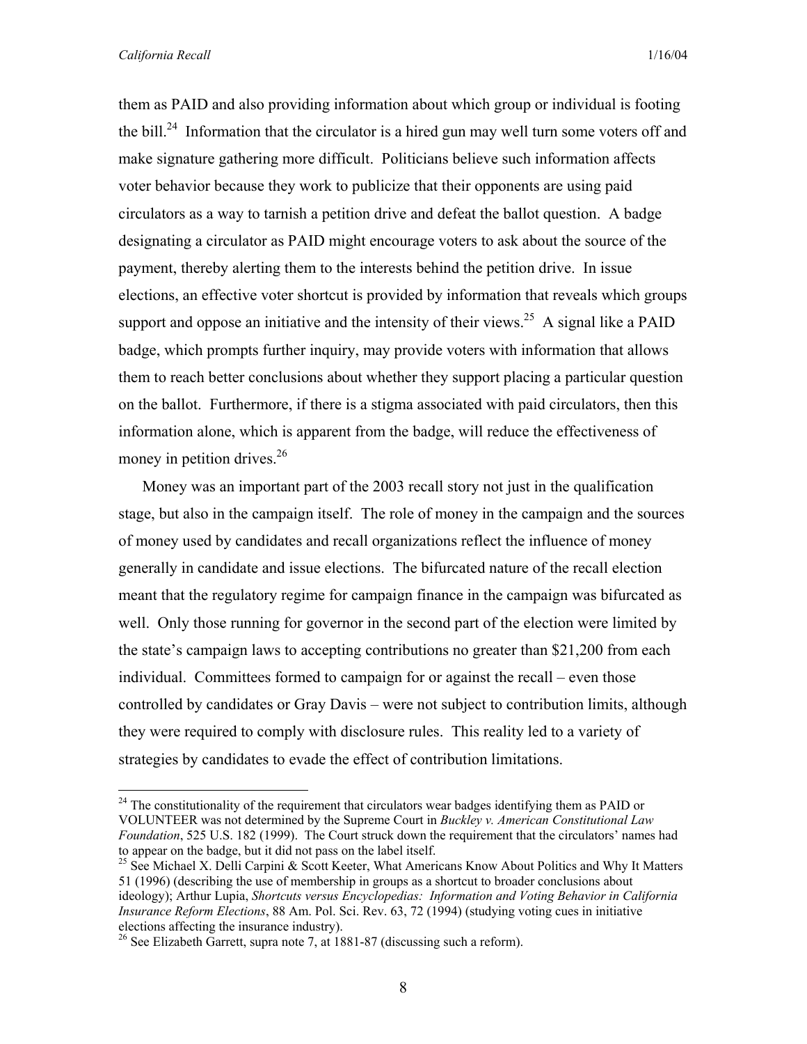them as PAID and also providing information about which group or individual is footing the bill.[24] Information that the circulator is a hired gun may well turn some voters off and make signature gathering more difficult. Politicians believe such information affects voter behavior because they work to publicize that their opponents are using paid circulators as a way to tarnish a petition drive and defeat the ballot question. A badge designating a circulator as PAID might encourage voters to ask about the source of the payment, thereby alerting them to the interests behind the petition drive. In issue elections, an effective voter shortcut is provided by information that reveals which groups support and oppose an initiative and the intensity of their views.[25] A signal like a PAID badge, which prompts further inquiry, may provide voters with information that allows them to reach better conclusions about whether they support placing a particular question on the ballot. Furthermore, if there is a stigma associated with paid circulators, then this information alone, which is apparent from the badge, will reduce the effectiveness of money in petition drives.[26]

Money was an important part of the 2003 recall story not just in the qualification stage, but also in the campaign itself. The role of money in the campaign and the sources of money used by candidates and recall organizations reflect the influence of money generally in candidate and issue elections. The bifurcated nature of the recall election meant that the regulatory regime for campaign finance in the campaign was bifurcated as well. Only those running for governor in the second part of the election were limited by the state's campaign laws to accepting contributions no greater than $21,200 from each individual. Committees formed to campaign for or against the recall – even those controlled by candidates or Gray Davis – were not subject to contribution limits, although they were required to comply with disclosure rules. This reality led to a variety of strategies by candidates to evade the effect of contribution limitations.

---

[24] The constitutionality of the requirement that circulators wear badges identifying them as PAID or VOLUNTEER was not determined by the Supreme Court in *Buckley v. American Constitutional Law Foundation*, 525 U.S. 182 (1999). The Court struck down the requirement that the circulators' names had to appear on the badge, but it did not pass on the label itself.

[25] See Michael X. Delli Carpini & Scott Keeter, What Americans Know About Politics and Why It Matters 51 (1996) (describing the use of membership in groups as a shortcut to broader conclusions about ideology); Arthur Lupia, *Shortcuts versus Encyclopedias: Information and Voting Behavior in California Insurance Reform Elections*, 88 Am. Pol. Sci. Rev. 63, 72 (1994) (studying voting cues in initiative elections affecting the insurance industry).

[26] See Elizabeth Garrett, supra note 7, at 1881-87 (discussing such a reform).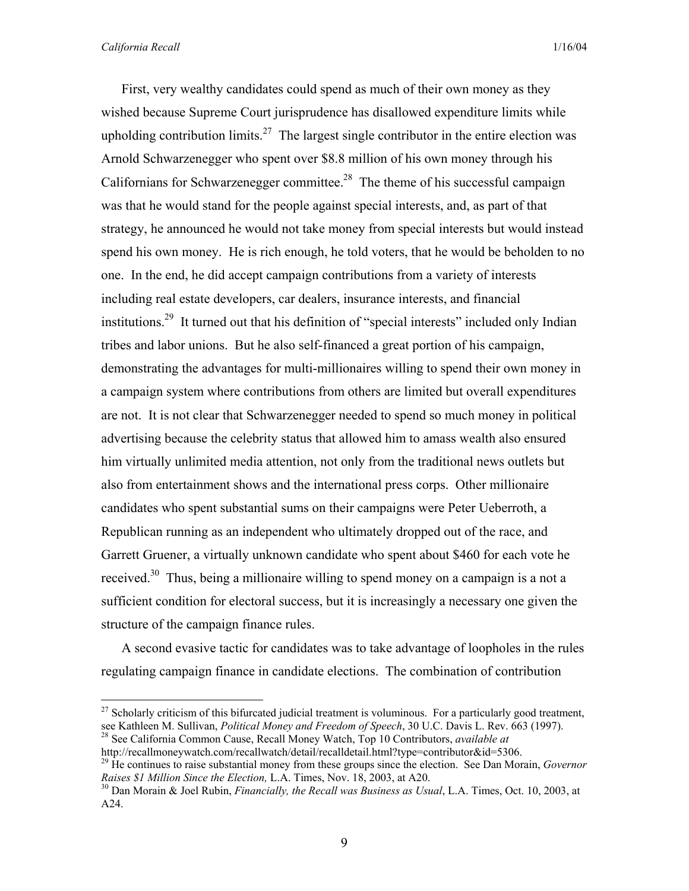First, very wealthy candidates could spend as much of their own money as they wished because Supreme Court jurisprudence has disallowed expenditure limits while upholding contribution limits.[27] The largest single contributor in the entire election was Arnold Schwarzenegger who spent over $8.8 million of his own money through his Californians for Schwarzenegger committee.[28] The theme of his successful campaign was that he would stand for the people against special interests, and, as part of that strategy, he announced he would not take money from special interests but would instead spend his own money. He is rich enough, he told voters, that he would be beholden to no one. In the end, he did accept campaign contributions from a variety of interests including real estate developers, car dealers, insurance interests, and financial institutions.[29] It turned out that his definition of "special interests" included only Indian tribes and labor unions. But he also self-financed a great portion of his campaign, demonstrating the advantages for multi-millionaires willing to spend their own money in a campaign system where contributions from others are limited but overall expenditures are not. It is not clear that Schwarzenegger needed to spend so much money in political advertising because the celebrity status that allowed him to amass wealth also ensured him virtually unlimited media attention, not only from the traditional news outlets but also from entertainment shows and the international press corps. Other millionaire candidates who spent substantial sums on their campaigns were Peter Ueberroth, a Republican running as an independent who ultimately dropped out of the race, and Garrett Gruener, a virtually unknown candidate who spent about $460 for each vote he received.[30] Thus, being a millionaire willing to spend money on a campaign is a not a sufficient condition for electoral success, but it is increasingly a necessary one given the structure of the campaign finance rules.

A second evasive tactic for candidates was to take advantage of loopholes in the rules regulating campaign finance in candidate elections. The combination of contribution

---

[27] Scholarly criticism of this bifurcated judicial treatment is voluminous. For a particularly good treatment, see Kathleen M. Sullivan, *Political Money and Freedom of Speech*, 30 U.C. Davis L. Rev. 663 (1997).

[28] See California Common Cause, Recall Money Watch, Top 10 Contributors, *available at* http://recallmoneywatch.com/recallwatch/detail/recalldetail.html?type=contributor&id=5306.

[29] He continues to raise substantial money from these groups since the election. See Dan Morain, *Governor Raises $1 Million Since the Election,* L.A. Times, Nov. 18, 2003, at A20.

[30] Dan Morain & Joel Rubin, *Financially, the Recall was Business as Usual*, L.A. Times, Oct. 10, 2003, at A24.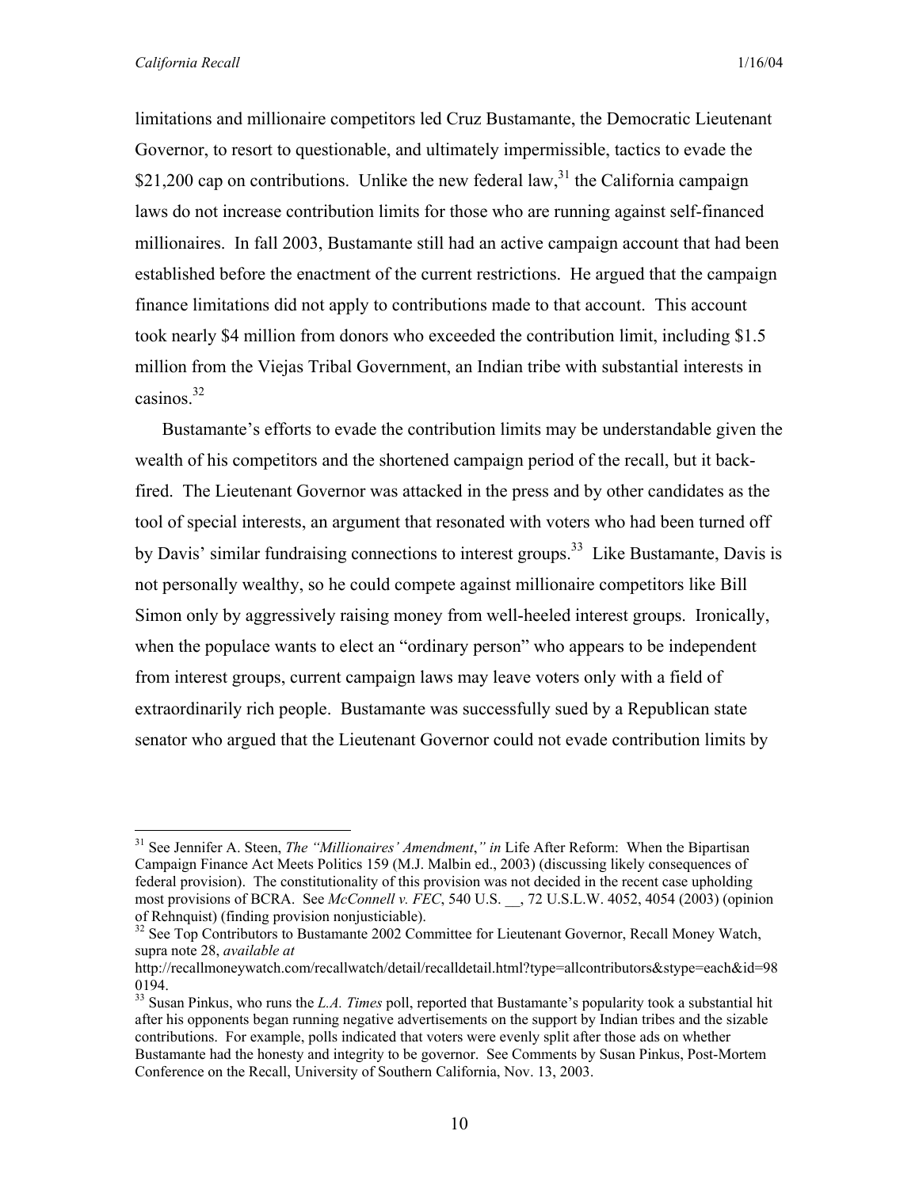limitations and millionaire competitors led Cruz Bustamante, the Democratic Lieutenant Governor, to resort to questionable, and ultimately impermissible, tactics to evade the $21,200 cap on contributions. Unlike the new federal law,[31] the California campaign laws do not increase contribution limits for those who are running against self-financed millionaires. In fall 2003, Bustamante still had an active campaign account that had been established before the enactment of the current restrictions. He argued that the campaign finance limitations did not apply to contributions made to that account. This account took nearly $4 million from donors who exceeded the contribution limit, including $1.5 million from the Viejas Tribal Government, an Indian tribe with substantial interests in casinos.[32]

Bustamante's efforts to evade the contribution limits may be understandable given the wealth of his competitors and the shortened campaign period of the recall, but it back-fired. The Lieutenant Governor was attacked in the press and by other candidates as the tool of special interests, an argument that resonated with voters who had been turned off by Davis' similar fundraising connections to interest groups.[33] Like Bustamante, Davis is not personally wealthy, so he could compete against millionaire competitors like Bill Simon only by aggressively raising money from well-heeled interest groups. Ironically, when the populace wants to elect an "ordinary person" who appears to be independent from interest groups, current campaign laws may leave voters only with a field of extraordinarily rich people. Bustamante was successfully sued by a Republican state senator who argued that the Lieutenant Governor could not evade contribution limits by

---

[31] See Jennifer A. Steen, *The "Millionaires' Amendment*,*" in* Life After Reform: When the Bipartisan Campaign Finance Act Meets Politics 159 (M.J. Malbin ed., 2003) (discussing likely consequences of federal provision). The constitutionality of this provision was not decided in the recent case upholding most provisions of BCRA. See *McConnell v. FEC*, 540 U.S. __, 72 U.S.L.W. 4052, 4054 (2003) (opinion of Rehnquist) (finding provision nonjusticiable).

[32] See Top Contributors to Bustamante 2002 Committee for Lieutenant Governor, Recall Money Watch, supra note 28, *available at* http://recallmoneywatch.com/recallwatch/detail/recalldetail.html?type=allcontributors&stype=each&id=980194.

[33] Susan Pinkus, who runs the *L.A. Times* poll, reported that Bustamante's popularity took a substantial hit after his opponents began running negative advertisements on the support by Indian tribes and the sizable contributions. For example, polls indicated that voters were evenly split after those ads on whether Bustamante had the honesty and integrity to be governor. See Comments by Susan Pinkus, Post-Mortem Conference on the Recall, University of Southern California, Nov. 13, 2003.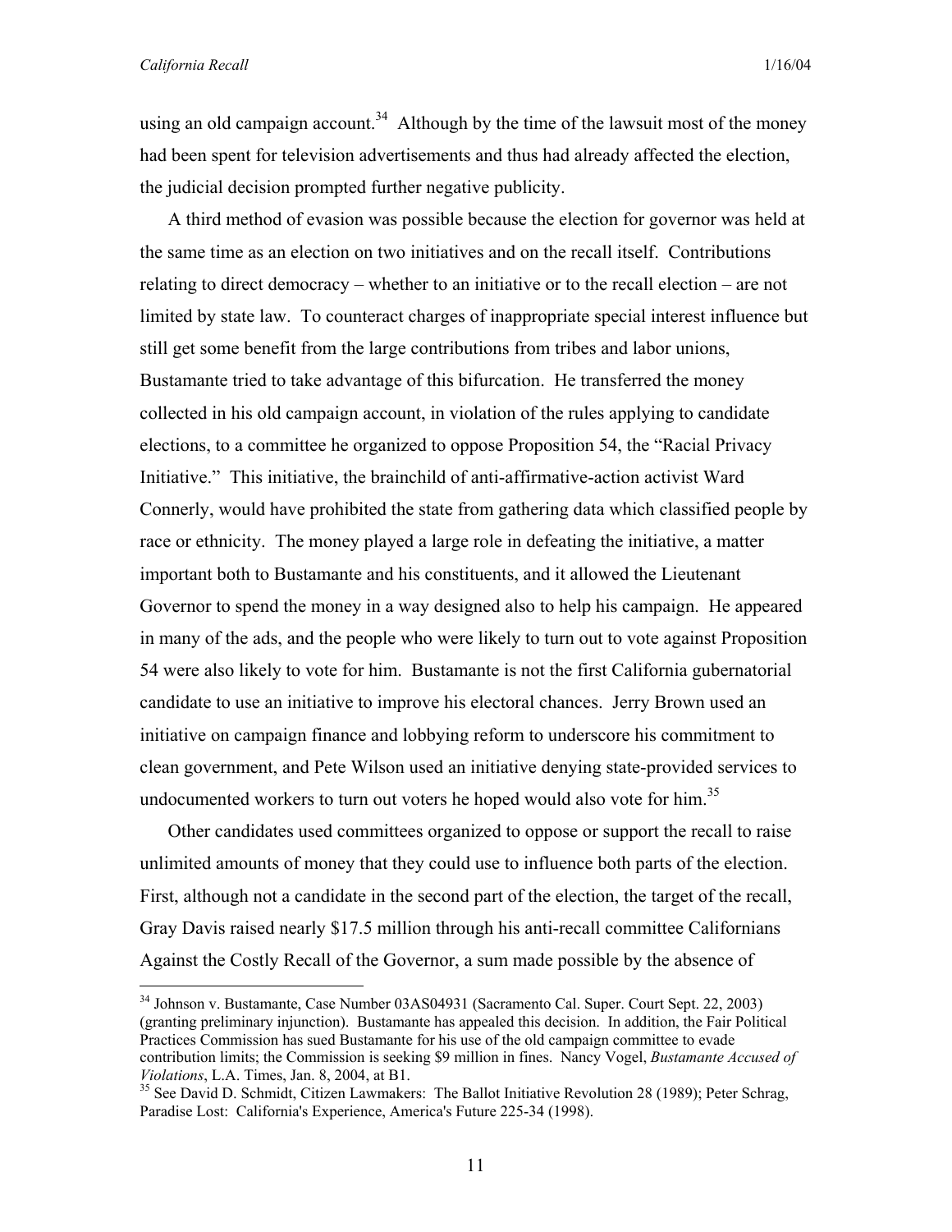using an old campaign account.[34] Although by the time of the lawsuit most of the money had been spent for television advertisements and thus had already affected the election, the judicial decision prompted further negative publicity.

A third method of evasion was possible because the election for governor was held at the same time as an election on two initiatives and on the recall itself. Contributions relating to direct democracy – whether to an initiative or to the recall election – are not limited by state law. To counteract charges of inappropriate special interest influence but still get some benefit from the large contributions from tribes and labor unions, Bustamante tried to take advantage of this bifurcation. He transferred the money collected in his old campaign account, in violation of the rules applying to candidate elections, to a committee he organized to oppose Proposition 54, the "Racial Privacy Initiative." This initiative, the brainchild of anti-affirmative-action activist Ward Connerly, would have prohibited the state from gathering data which classified people by race or ethnicity. The money played a large role in defeating the initiative, a matter important both to Bustamante and his constituents, and it allowed the Lieutenant Governor to spend the money in a way designed also to help his campaign. He appeared in many of the ads, and the people who were likely to turn out to vote against Proposition 54 were also likely to vote for him. Bustamante is not the first California gubernatorial candidate to use an initiative to improve his electoral chances. Jerry Brown used an initiative on campaign finance and lobbying reform to underscore his commitment to clean government, and Pete Wilson used an initiative denying state-provided services to undocumented workers to turn out voters he hoped would also vote for him.[35]

Other candidates used committees organized to oppose or support the recall to raise unlimited amounts of money that they could use to influence both parts of the election. First, although not a candidate in the second part of the election, the target of the recall, Gray Davis raised nearly $17.5 million through his anti-recall committee Californians Against the Costly Recall of the Governor, a sum made possible by the absence of

---

[34] Johnson v. Bustamante, Case Number 03AS04931 (Sacramento Cal. Super. Court Sept. 22, 2003) (granting preliminary injunction). Bustamante has appealed this decision. In addition, the Fair Political Practices Commission has sued Bustamante for his use of the old campaign committee to evade contribution limits; the Commission is seeking $9 million in fines. Nancy Vogel, *Bustamante Accused of Violations*, L.A. Times, Jan. 8, 2004, at B1.

[35] See David D. Schmidt, Citizen Lawmakers: The Ballot Initiative Revolution 28 (1989); Peter Schrag, Paradise Lost: California's Experience, America's Future 225-34 (1998).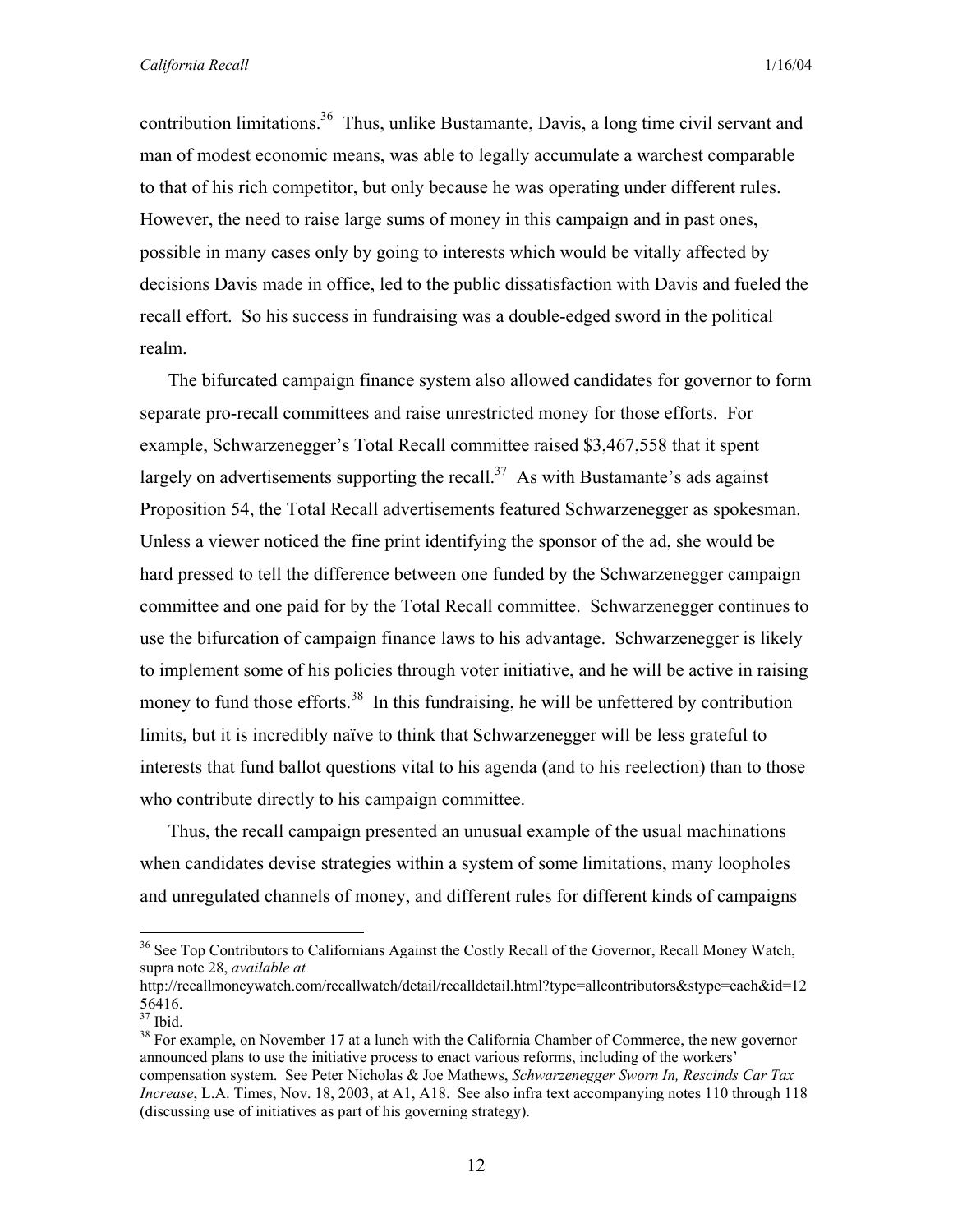contribution limitations.[36] Thus, unlike Bustamante, Davis, a long time civil servant and man of modest economic means, was able to legally accumulate a warchest comparable to that of his rich competitor, but only because he was operating under different rules. However, the need to raise large sums of money in this campaign and in past ones, possible in many cases only by going to interests which would be vitally affected by decisions Davis made in office, led to the public dissatisfaction with Davis and fueled the recall effort. So his success in fundraising was a double-edged sword in the political realm.

The bifurcated campaign finance system also allowed candidates for governor to form separate pro-recall committees and raise unrestricted money for those efforts. For example, Schwarzenegger's Total Recall committee raised $3,467,558 that it spent largely on advertisements supporting the recall.[37] As with Bustamante's ads against Proposition 54, the Total Recall advertisements featured Schwarzenegger as spokesman. Unless a viewer noticed the fine print identifying the sponsor of the ad, she would be hard pressed to tell the difference between one funded by the Schwarzenegger campaign committee and one paid for by the Total Recall committee. Schwarzenegger continues to use the bifurcation of campaign finance laws to his advantage. Schwarzenegger is likely to implement some of his policies through voter initiative, and he will be active in raising money to fund those efforts.[38] In this fundraising, he will be unfettered by contribution limits, but it is incredibly naïve to think that Schwarzenegger will be less grateful to interests that fund ballot questions vital to his agenda (and to his reelection) than to those who contribute directly to his campaign committee.

Thus, the recall campaign presented an unusual example of the usual machinations when candidates devise strategies within a system of some limitations, many loopholes and unregulated channels of money, and different rules for different kinds of campaigns

---

[36] See Top Contributors to Californians Against the Costly Recall of the Governor, Recall Money Watch, supra note 28, *available at* http://recallmoneywatch.com/recallwatch/detail/recalldetail.html?type=allcontributors&stype=each&id=1256416.

[37] Ibid.

[38] For example, on November 17 at a lunch with the California Chamber of Commerce, the new governor announced plans to use the initiative process to enact various reforms, including of the workers' compensation system. See Peter Nicholas & Joe Mathews, *Schwarzenegger Sworn In, Rescinds Car Tax Increase*, L.A. Times, Nov. 18, 2003, at A1, A18. See also infra text accompanying notes 110 through 118 (discussing use of initiatives as part of his governing strategy).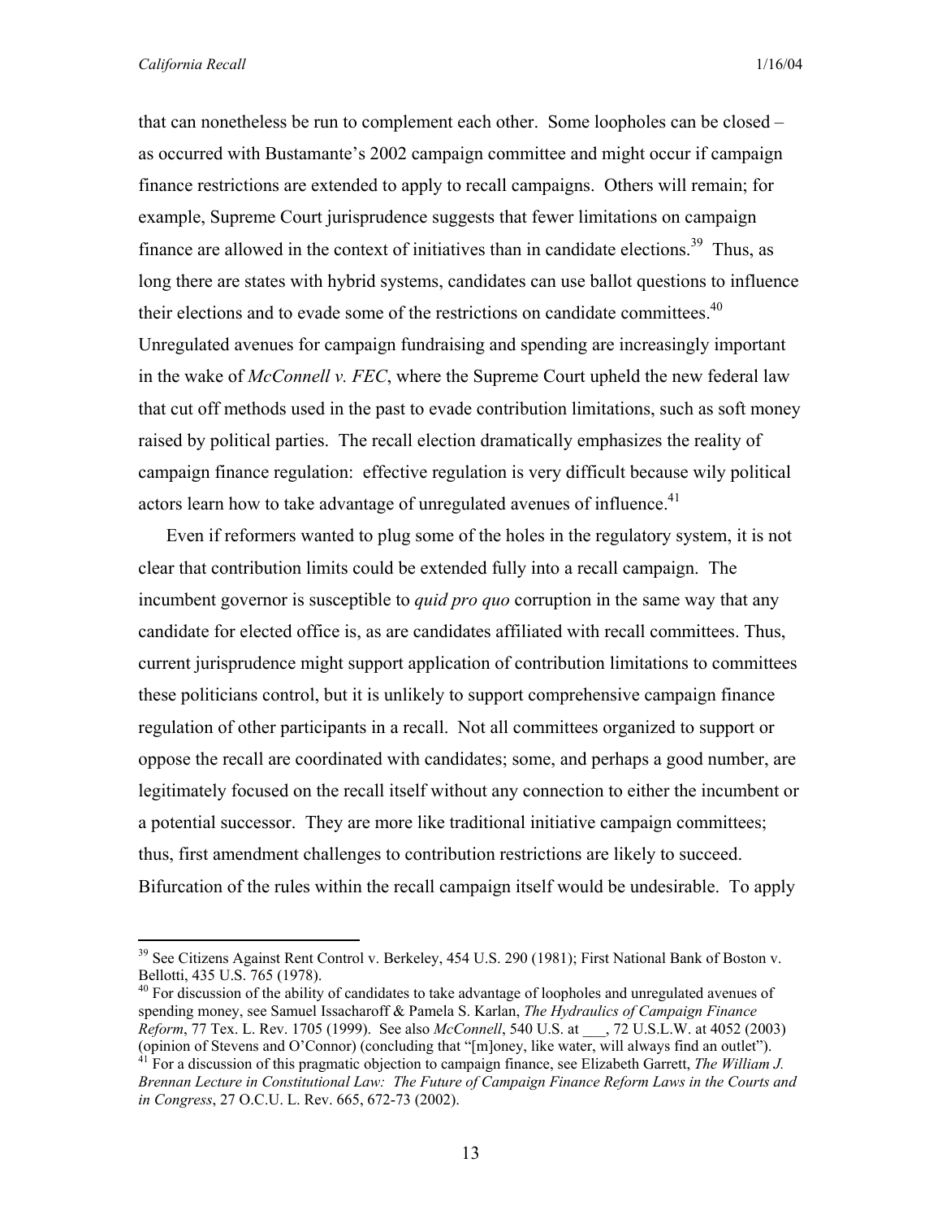that can nonetheless be run to complement each other. Some loopholes can be closed – as occurred with Bustamante's 2002 campaign committee and might occur if campaign finance restrictions are extended to apply to recall campaigns. Others will remain; for example, Supreme Court jurisprudence suggests that fewer limitations on campaign finance are allowed in the context of initiatives than in candidate elections.[39] Thus, as long there are states with hybrid systems, candidates can use ballot questions to influence their elections and to evade some of the restrictions on candidate committees.[40] Unregulated avenues for campaign fundraising and spending are increasingly important in the wake of *McConnell v. FEC*, where the Supreme Court upheld the new federal law that cut off methods used in the past to evade contribution limitations, such as soft money raised by political parties. The recall election dramatically emphasizes the reality of campaign finance regulation: effective regulation is very difficult because wily political actors learn how to take advantage of unregulated avenues of influence.[41]

Even if reformers wanted to plug some of the holes in the regulatory system, it is not clear that contribution limits could be extended fully into a recall campaign. The incumbent governor is susceptible to *quid pro quo* corruption in the same way that any candidate for elected office is, as are candidates affiliated with recall committees. Thus, current jurisprudence might support application of contribution limitations to committees these politicians control, but it is unlikely to support comprehensive campaign finance regulation of other participants in a recall. Not all committees organized to support or oppose the recall are coordinated with candidates; some, and perhaps a good number, are legitimately focused on the recall itself without any connection to either the incumbent or a potential successor. They are more like traditional initiative campaign committees; thus, first amendment challenges to contribution restrictions are likely to succeed. Bifurcation of the rules within the recall campaign itself would be undesirable. To apply

---

[39] See Citizens Against Rent Control v. Berkeley, 454 U.S. 290 (1981); First National Bank of Boston v. Bellotti, 435 U.S. 765 (1978).

[40] For discussion of the ability of candidates to take advantage of loopholes and unregulated avenues of spending money, see Samuel Issacharoff & Pamela S. Karlan, *The Hydraulics of Campaign Finance Reform*, 77 Tex. L. Rev. 1705 (1999). See also *McConnell*, 540 U.S. at ___, 72 U.S.L.W. at 4052 (2003) (opinion of Stevens and O'Connor) (concluding that "[m]oney, like water, will always find an outlet").

[41] For a discussion of this pragmatic objection to campaign finance, see Elizabeth Garrett, *The William J. Brennan Lecture in Constitutional Law: The Future of Campaign Finance Reform Laws in the Courts and in Congress*, 27 O.C.U. L. Rev. 665, 672-73 (2002).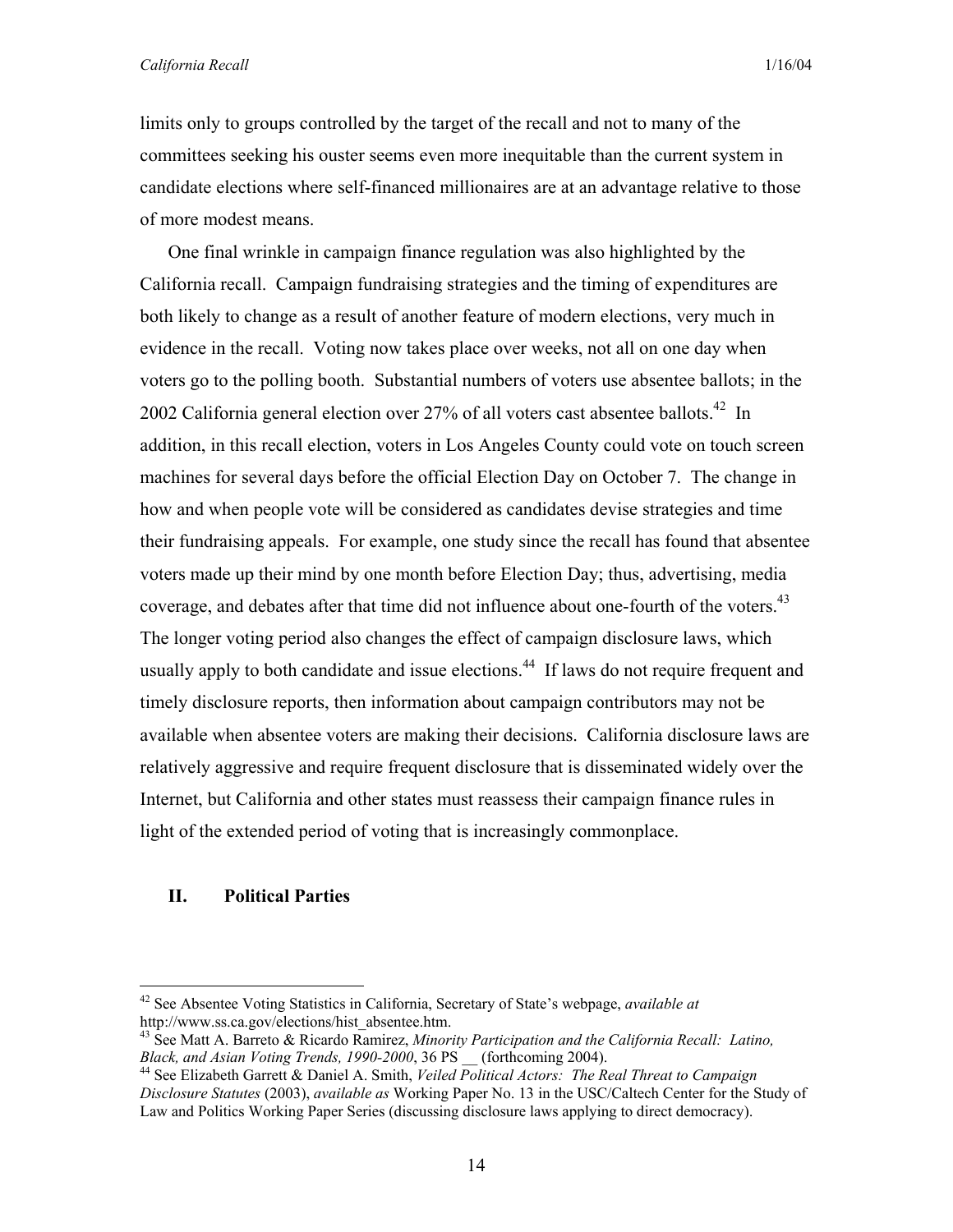limits only to groups controlled by the target of the recall and not to many of the committees seeking his ouster seems even more inequitable than the current system in candidate elections where self-financed millionaires are at an advantage relative to those of more modest means.

One final wrinkle in campaign finance regulation was also highlighted by the California recall. Campaign fundraising strategies and the timing of expenditures are both likely to change as a result of another feature of modern elections, very much in evidence in the recall. Voting now takes place over weeks, not all on one day when voters go to the polling booth. Substantial numbers of voters use absentee ballots; in the 2002 California general election over 27% of all voters cast absentee ballots.[42] In addition, in this recall election, voters in Los Angeles County could vote on touch screen machines for several days before the official Election Day on October 7. The change in how and when people vote will be considered as candidates devise strategies and time their fundraising appeals. For example, one study since the recall has found that absentee voters made up their mind by one month before Election Day; thus, advertising, media coverage, and debates after that time did not influence about one-fourth of the voters.[43] The longer voting period also changes the effect of campaign disclosure laws, which usually apply to both candidate and issue elections.[44] If laws do not require frequent and timely disclosure reports, then information about campaign contributors may not be available when absentee voters are making their decisions. California disclosure laws are relatively aggressive and require frequent disclosure that is disseminated widely over the Internet, but California and other states must reassess their campaign finance rules in light of the extended period of voting that is increasingly commonplace.

## II. Political Parties

---

[42] See Absentee Voting Statistics in California, Secretary of State's webpage, *available at* http://www.ss.ca.gov/elections/hist_absentee.htm.

[43] See Matt A. Barreto & Ricardo Ramirez, *Minority Participation and the California Recall: Latino, Black, and Asian Voting Trends, 1990-2000*, 36 PS __ (forthcoming 2004).

[44] See Elizabeth Garrett & Daniel A. Smith, *Veiled Political Actors: The Real Threat to Campaign Disclosure Statutes* (2003), *available as* Working Paper No. 13 in the USC/Caltech Center for the Study of Law and Politics Working Paper Series (discussing disclosure laws applying to direct democracy).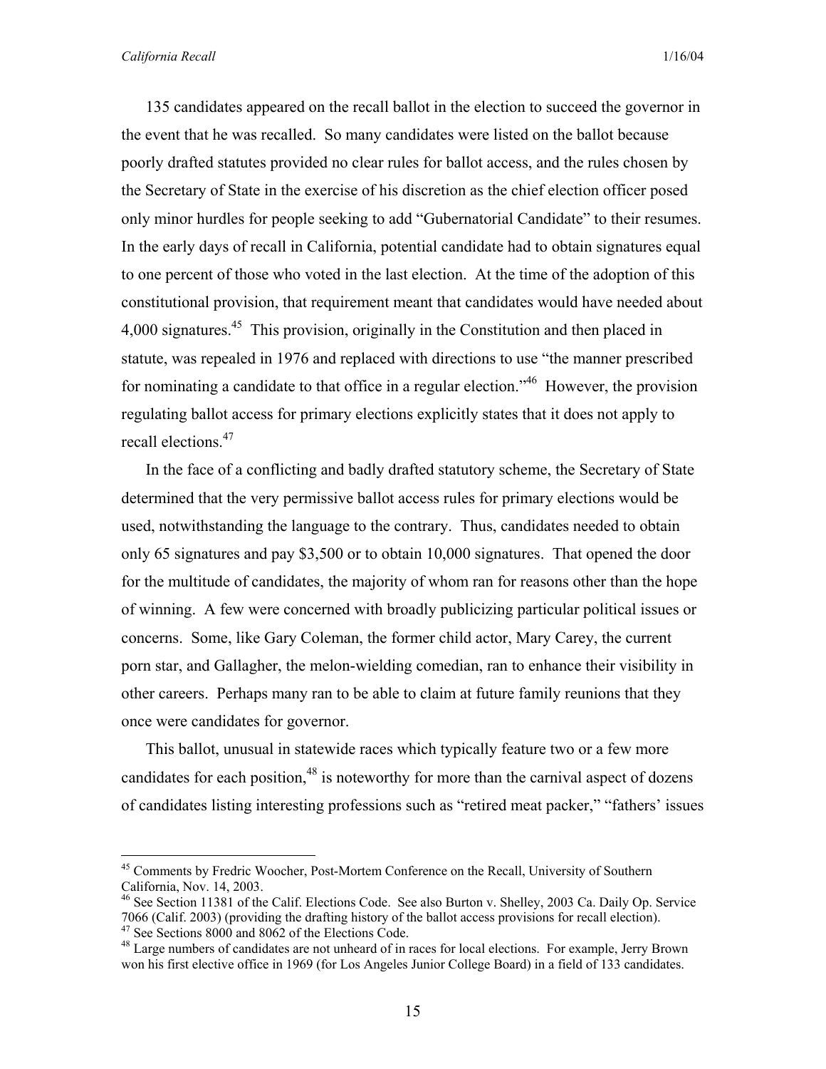135 candidates appeared on the recall ballot in the election to succeed the governor in the event that he was recalled. So many candidates were listed on the ballot because poorly drafted statutes provided no clear rules for ballot access, and the rules chosen by the Secretary of State in the exercise of his discretion as the chief election officer posed only minor hurdles for people seeking to add "Gubernatorial Candidate" to their resumes. In the early days of recall in California, potential candidate had to obtain signatures equal to one percent of those who voted in the last election. At the time of the adoption of this constitutional provision, that requirement meant that candidates would have needed about 4,000 signatures.[45] This provision, originally in the Constitution and then placed in statute, was repealed in 1976 and replaced with directions to use "the manner prescribed for nominating a candidate to that office in a regular election."[46] However, the provision regulating ballot access for primary elections explicitly states that it does not apply to recall elections.[47]

In the face of a conflicting and badly drafted statutory scheme, the Secretary of State determined that the very permissive ballot access rules for primary elections would be used, notwithstanding the language to the contrary. Thus, candidates needed to obtain only 65 signatures and pay $3,500 or to obtain 10,000 signatures. That opened the door for the multitude of candidates, the majority of whom ran for reasons other than the hope of winning. A few were concerned with broadly publicizing particular political issues or concerns. Some, like Gary Coleman, the former child actor, Mary Carey, the current porn star, and Gallagher, the melon-wielding comedian, ran to enhance their visibility in other careers. Perhaps many ran to be able to claim at future family reunions that they once were candidates for governor.

This ballot, unusual in statewide races which typically feature two or a few more candidates for each position,[48] is noteworthy for more than the carnival aspect of dozens of candidates listing interesting professions such as "retired meat packer," "fathers' issues

---

[45] Comments by Fredric Woocher, Post-Mortem Conference on the Recall, University of Southern California, Nov. 14, 2003.

[46] See Section 11381 of the Calif. Elections Code. See also Burton v. Shelley, 2003 Ca. Daily Op. Service 7066 (Calif. 2003) (providing the drafting history of the ballot access provisions for recall election).

[47] See Sections 8000 and 8062 of the Elections Code.

[48] Large numbers of candidates are not unheard of in races for local elections. For example, Jerry Brown won his first elective office in 1969 (for Los Angeles Junior College Board) in a field of 133 candidates.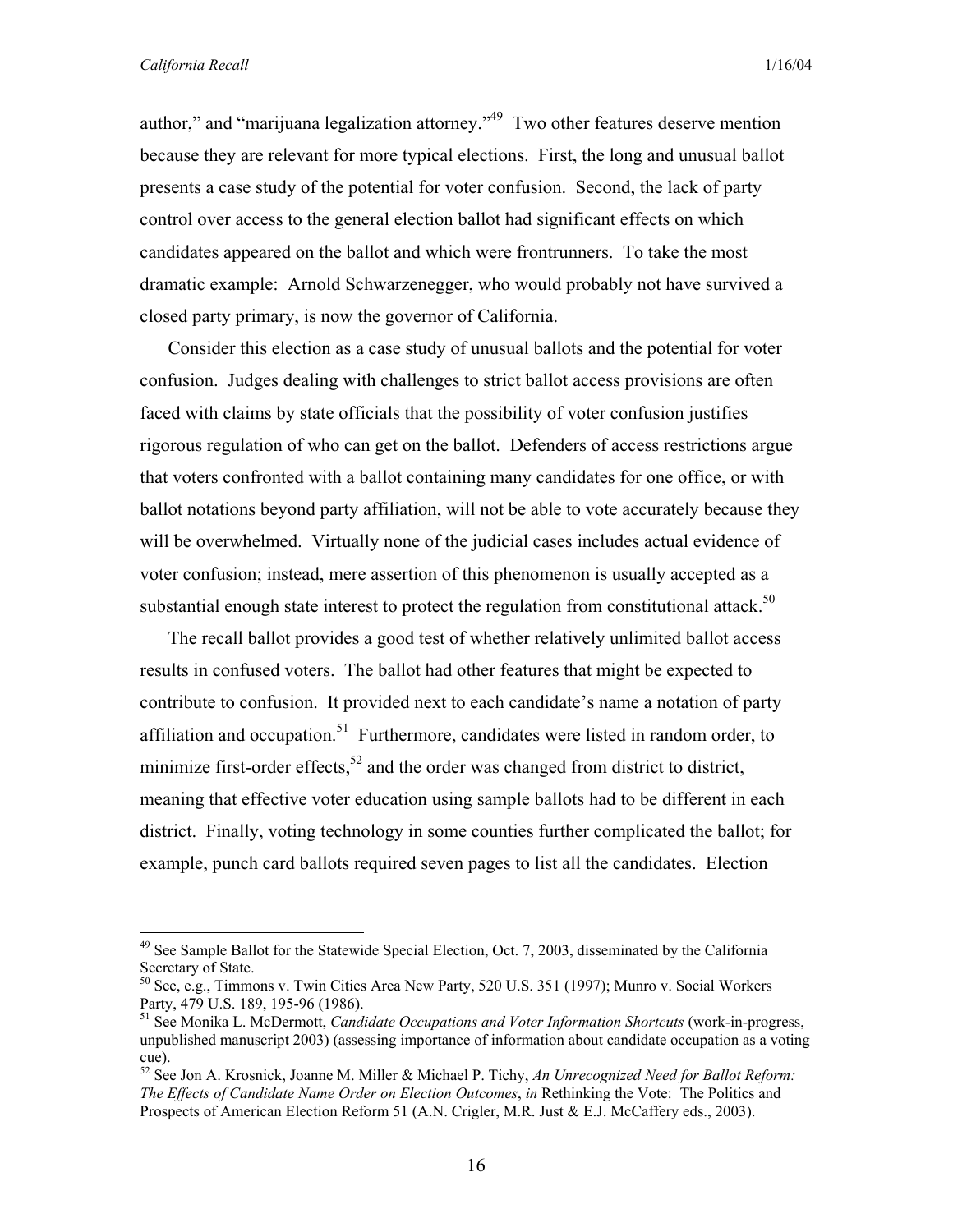author," and "marijuana legalization attorney."[49] Two other features deserve mention because they are relevant for more typical elections. First, the long and unusual ballot presents a case study of the potential for voter confusion. Second, the lack of party control over access to the general election ballot had significant effects on which candidates appeared on the ballot and which were frontrunners. To take the most dramatic example: Arnold Schwarzenegger, who would probably not have survived a closed party primary, is now the governor of California.

Consider this election as a case study of unusual ballots and the potential for voter confusion. Judges dealing with challenges to strict ballot access provisions are often faced with claims by state officials that the possibility of voter confusion justifies rigorous regulation of who can get on the ballot. Defenders of access restrictions argue that voters confronted with a ballot containing many candidates for one office, or with ballot notations beyond party affiliation, will not be able to vote accurately because they will be overwhelmed. Virtually none of the judicial cases includes actual evidence of voter confusion; instead, mere assertion of this phenomenon is usually accepted as a substantial enough state interest to protect the regulation from constitutional attack.[50]

The recall ballot provides a good test of whether relatively unlimited ballot access results in confused voters. The ballot had other features that might be expected to contribute to confusion. It provided next to each candidate's name a notation of party affiliation and occupation.[51] Furthermore, candidates were listed in random order, to minimize first-order effects,[52] and the order was changed from district to district, meaning that effective voter education using sample ballots had to be different in each district. Finally, voting technology in some counties further complicated the ballot; for example, punch card ballots required seven pages to list all the candidates. Election

---

[49] See Sample Ballot for the Statewide Special Election, Oct. 7, 2003, disseminated by the California Secretary of State.

[50] See, e.g., Timmons v. Twin Cities Area New Party, 520 U.S. 351 (1997); Munro v. Social Workers Party, 479 U.S. 189, 195-96 (1986).

[51] See Monika L. McDermott, *Candidate Occupations and Voter Information Shortcuts* (work-in-progress, unpublished manuscript 2003) (assessing importance of information about candidate occupation as a voting cue).

[52] See Jon A. Krosnick, Joanne M. Miller & Michael P. Tichy, *An Unrecognized Need for Ballot Reform: The Effects of Candidate Name Order on Election Outcomes*, *in* Rethinking the Vote: The Politics and Prospects of American Election Reform 51 (A.N. Crigler, M.R. Just & E.J. McCaffery eds., 2003).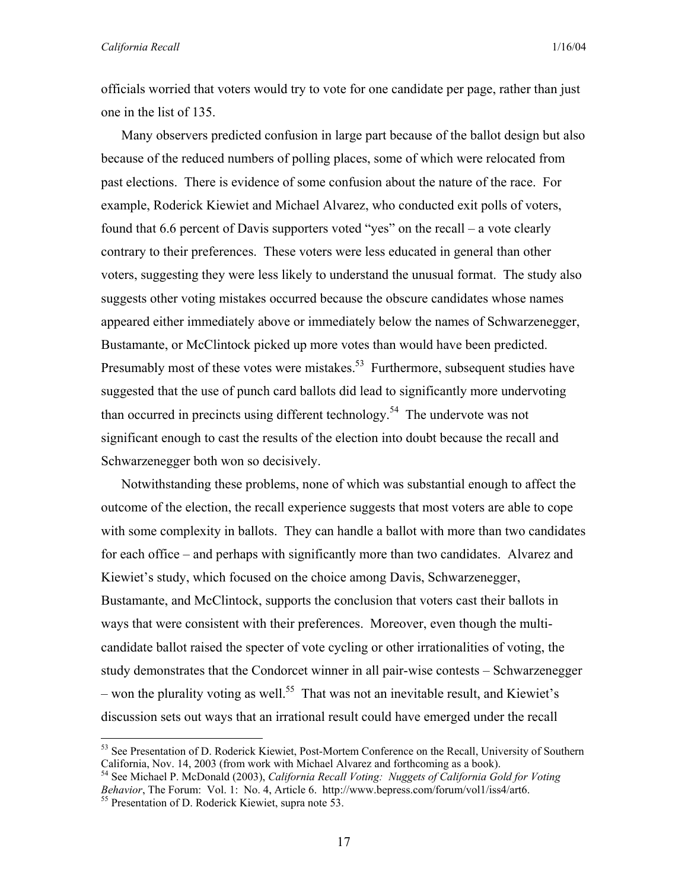officials worried that voters would try to vote for one candidate per page, rather than just one in the list of 135.

Many observers predicted confusion in large part because of the ballot design but also because of the reduced numbers of polling places, some of which were relocated from past elections. There is evidence of some confusion about the nature of the race. For example, Roderick Kiewiet and Michael Alvarez, who conducted exit polls of voters, found that 6.6 percent of Davis supporters voted "yes" on the recall – a vote clearly contrary to their preferences. These voters were less educated in general than other voters, suggesting they were less likely to understand the unusual format. The study also suggests other voting mistakes occurred because the obscure candidates whose names appeared either immediately above or immediately below the names of Schwarzenegger, Bustamante, or McClintock picked up more votes than would have been predicted. Presumably most of these votes were mistakes.[53] Furthermore, subsequent studies have suggested that the use of punch card ballots did lead to significantly more undervoting than occurred in precincts using different technology.[54] The undervote was not significant enough to cast the results of the election into doubt because the recall and Schwarzenegger both won so decisively.

Notwithstanding these problems, none of which was substantial enough to affect the outcome of the election, the recall experience suggests that most voters are able to cope with some complexity in ballots. They can handle a ballot with more than two candidates for each office – and perhaps with significantly more than two candidates. Alvarez and Kiewiet's study, which focused on the choice among Davis, Schwarzenegger, Bustamante, and McClintock, supports the conclusion that voters cast their ballots in ways that were consistent with their preferences. Moreover, even though the multi-candidate ballot raised the specter of vote cycling or other irrationalities of voting, the study demonstrates that the Condorcet winner in all pair-wise contests – Schwarzenegger – won the plurality voting as well.[55] That was not an inevitable result, and Kiewiet's discussion sets out ways that an irrational result could have emerged under the recall

---

[53] See Presentation of D. Roderick Kiewiet, Post-Mortem Conference on the Recall, University of Southern California, Nov. 14, 2003 (from work with Michael Alvarez and forthcoming as a book).

[54] See Michael P. McDonald (2003), *California Recall Voting: Nuggets of California Gold for Voting Behavior*, The Forum: Vol. 1: No. 4, Article 6. http://www.bepress.com/forum/vol1/iss4/art6.

[55] Presentation of D. Roderick Kiewiet, supra note 53.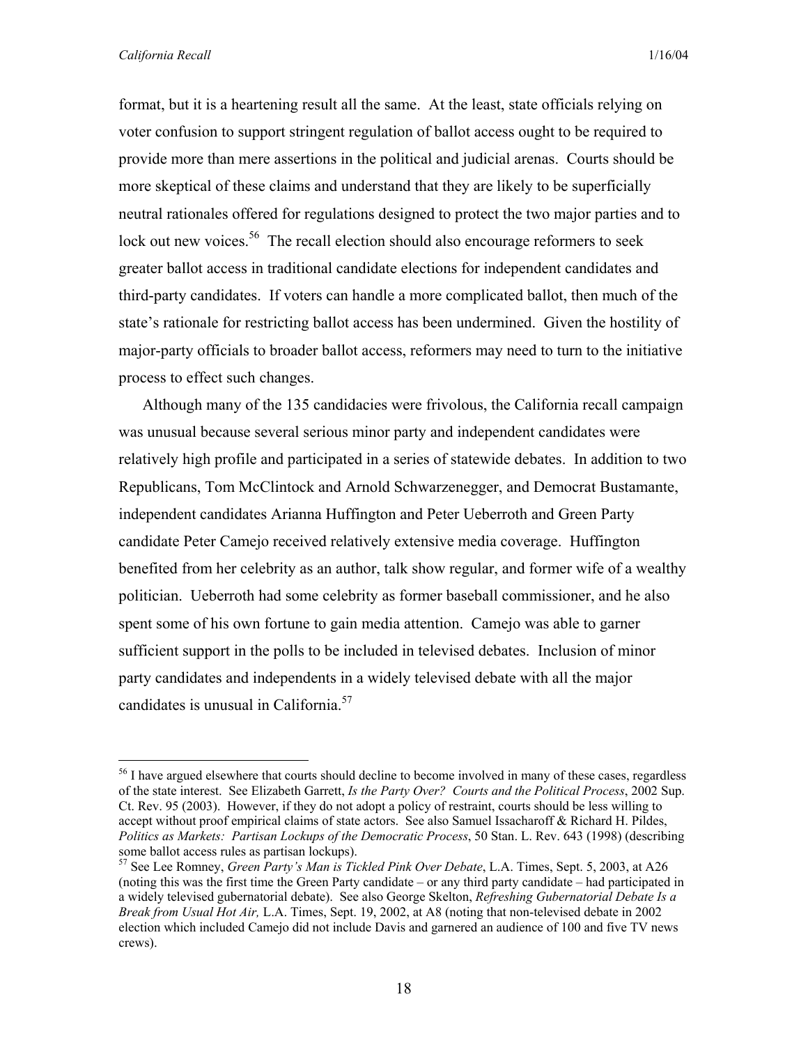format, but it is a heartening result all the same. At the least, state officials relying on voter confusion to support stringent regulation of ballot access ought to be required to provide more than mere assertions in the political and judicial arenas. Courts should be more skeptical of these claims and understand that they are likely to be superficially neutral rationales offered for regulations designed to protect the two major parties and to lock out new voices.[56] The recall election should also encourage reformers to seek greater ballot access in traditional candidate elections for independent candidates and third-party candidates. If voters can handle a more complicated ballot, then much of the state's rationale for restricting ballot access has been undermined. Given the hostility of major-party officials to broader ballot access, reformers may need to turn to the initiative process to effect such changes.

Although many of the 135 candidacies were frivolous, the California recall campaign was unusual because several serious minor party and independent candidates were relatively high profile and participated in a series of statewide debates. In addition to two Republicans, Tom McClintock and Arnold Schwarzenegger, and Democrat Bustamante, independent candidates Arianna Huffington and Peter Ueberroth and Green Party candidate Peter Camejo received relatively extensive media coverage. Huffington benefited from her celebrity as an author, talk show regular, and former wife of a wealthy politician. Ueberroth had some celebrity as former baseball commissioner, and he also spent some of his own fortune to gain media attention. Camejo was able to garner sufficient support in the polls to be included in televised debates. Inclusion of minor party candidates and independents in a widely televised debate with all the major candidates is unusual in California.[57]

---

[56] I have argued elsewhere that courts should decline to become involved in many of these cases, regardless of the state interest. See Elizabeth Garrett, *Is the Party Over? Courts and the Political Process*, 2002 Sup. Ct. Rev. 95 (2003). However, if they do not adopt a policy of restraint, courts should be less willing to accept without proof empirical claims of state actors. See also Samuel Issacharoff & Richard H. Pildes, *Politics as Markets: Partisan Lockups of the Democratic Process*, 50 Stan. L. Rev. 643 (1998) (describing some ballot access rules as partisan lockups).

[57] See Lee Romney, *Green Party's Man is Tickled Pink Over Debate*, L.A. Times, Sept. 5, 2003, at A26 (noting this was the first time the Green Party candidate – or any third party candidate – had participated in a widely televised gubernatorial debate). See also George Skelton, *Refreshing Gubernatorial Debate Is a Break from Usual Hot Air,* L.A. Times, Sept. 19, 2002, at A8 (noting that non-televised debate in 2002 election which included Camejo did not include Davis and garnered an audience of 100 and five TV news crews).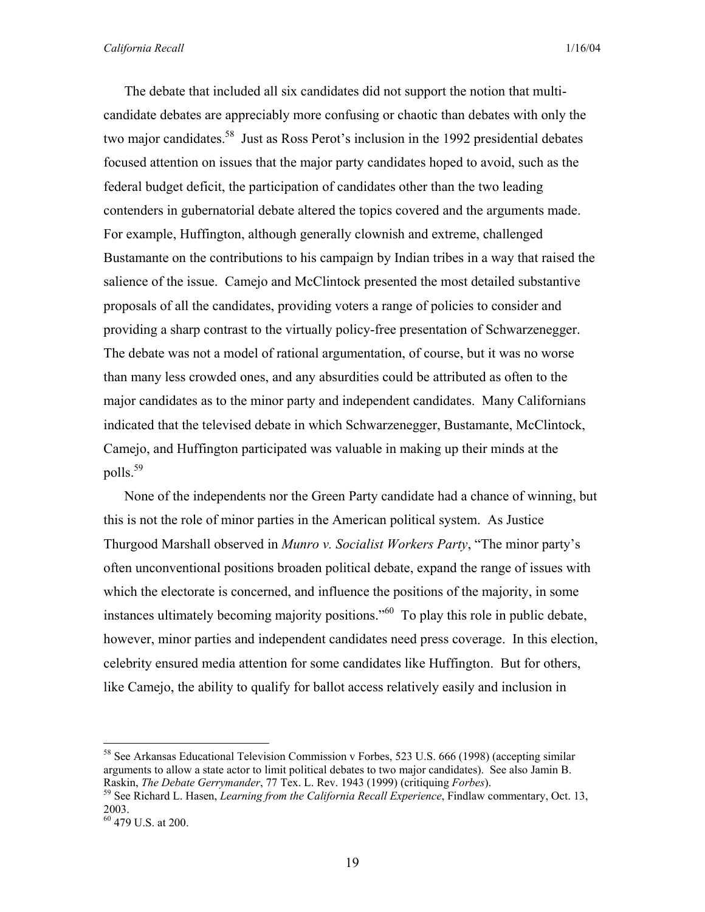The debate that included all six candidates did not support the notion that multi-candidate debates are appreciably more confusing or chaotic than debates with only the two major candidates.[58] Just as Ross Perot's inclusion in the 1992 presidential debates focused attention on issues that the major party candidates hoped to avoid, such as the federal budget deficit, the participation of candidates other than the two leading contenders in gubernatorial debate altered the topics covered and the arguments made. For example, Huffington, although generally clownish and extreme, challenged Bustamante on the contributions to his campaign by Indian tribes in a way that raised the salience of the issue. Camejo and McClintock presented the most detailed substantive proposals of all the candidates, providing voters a range of policies to consider and providing a sharp contrast to the virtually policy-free presentation of Schwarzenegger. The debate was not a model of rational argumentation, of course, but it was no worse than many less crowded ones, and any absurdities could be attributed as often to the major candidates as to the minor party and independent candidates. Many Californians indicated that the televised debate in which Schwarzenegger, Bustamante, McClintock, Camejo, and Huffington participated was valuable in making up their minds at the polls.[59]

None of the independents nor the Green Party candidate had a chance of winning, but this is not the role of minor parties in the American political system. As Justice Thurgood Marshall observed in *Munro v. Socialist Workers Party*, "The minor party's often unconventional positions broaden political debate, expand the range of issues with which the electorate is concerned, and influence the positions of the majority, in some instances ultimately becoming majority positions."[60] To play this role in public debate, however, minor parties and independent candidates need press coverage. In this election, celebrity ensured media attention for some candidates like Huffington. But for others, like Camejo, the ability to qualify for ballot access relatively easily and inclusion in

---

[58] See Arkansas Educational Television Commission v Forbes, 523 U.S. 666 (1998) (accepting similar arguments to allow a state actor to limit political debates to two major candidates). See also Jamin B. Raskin, *The Debate Gerrymander*, 77 Tex. L. Rev. 1943 (1999) (critiquing *Forbes*).

[59] See Richard L. Hasen, *Learning from the California Recall Experience*, Findlaw commentary, Oct. 13, 2003.

[60] 479 U.S. at 200.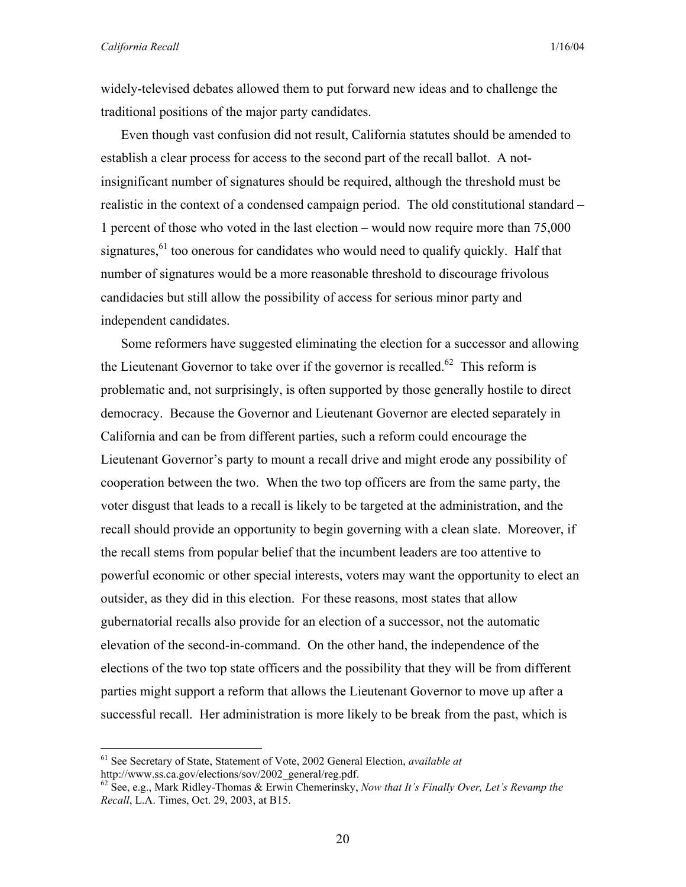widely-televised debates allowed them to put forward new ideas and to challenge the traditional positions of the major party candidates.

Even though vast confusion did not result, California statutes should be amended to establish a clear process for access to the second part of the recall ballot. A not-insignificant number of signatures should be required, although the threshold must be realistic in the context of a condensed campaign period. The old constitutional standard – 1 percent of those who voted in the last election – would now require more than 75,000 signatures,[61] too onerous for candidates who would need to qualify quickly. Half that number of signatures would be a more reasonable threshold to discourage frivolous candidacies but still allow the possibility of access for serious minor party and independent candidates.

Some reformers have suggested eliminating the election for a successor and allowing the Lieutenant Governor to take over if the governor is recalled.[62] This reform is problematic and, not surprisingly, is often supported by those generally hostile to direct democracy. Because the Governor and Lieutenant Governor are elected separately in California and can be from different parties, such a reform could encourage the Lieutenant Governor's party to mount a recall drive and might erode any possibility of cooperation between the two. When the two top officers are from the same party, the voter disgust that leads to a recall is likely to be targeted at the administration, and the recall should provide an opportunity to begin governing with a clean slate. Moreover, if the recall stems from popular belief that the incumbent leaders are too attentive to powerful economic or other special interests, voters may want the opportunity to elect an outsider, as they did in this election. For these reasons, most states that allow gubernatorial recalls also provide for an election of a successor, not the automatic elevation of the second-in-command. On the other hand, the independence of the elections of the two top state officers and the possibility that they will be from different parties might support a reform that allows the Lieutenant Governor to move up after a successful recall. Her administration is more likely to be break from the past, which is

---

[61] See Secretary of State, Statement of Vote, 2002 General Election, *available at* http://www.ss.ca.gov/elections/sov/2002_general/reg.pdf.

[62] See, e.g., Mark Ridley-Thomas & Erwin Chemerinsky, *Now that It's Finally Over, Let's Revamp the Recall*, L.A. Times, Oct. 29, 2003, at B15.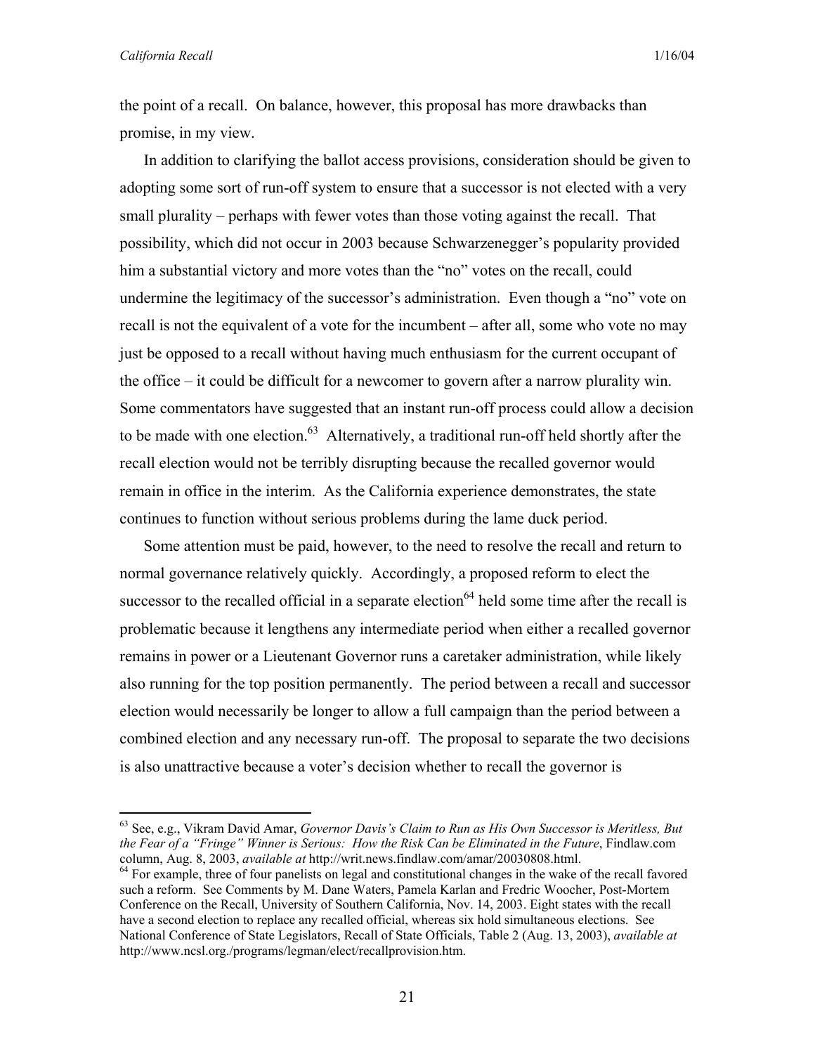the point of a recall. On balance, however, this proposal has more drawbacks than promise, in my view.

In addition to clarifying the ballot access provisions, consideration should be given to adopting some sort of run-off system to ensure that a successor is not elected with a very small plurality – perhaps with fewer votes than those voting against the recall. That possibility, which did not occur in 2003 because Schwarzenegger's popularity provided him a substantial victory and more votes than the "no" votes on the recall, could undermine the legitimacy of the successor's administration. Even though a "no" vote on recall is not the equivalent of a vote for the incumbent – after all, some who vote no may just be opposed to a recall without having much enthusiasm for the current occupant of the office – it could be difficult for a newcomer to govern after a narrow plurality win. Some commentators have suggested that an instant run-off process could allow a decision to be made with one election.[63] Alternatively, a traditional run-off held shortly after the recall election would not be terribly disrupting because the recalled governor would remain in office in the interim. As the California experience demonstrates, the state continues to function without serious problems during the lame duck period.

Some attention must be paid, however, to the need to resolve the recall and return to normal governance relatively quickly. Accordingly, a proposed reform to elect the successor to the recalled official in a separate election[64] held some time after the recall is problematic because it lengthens any intermediate period when either a recalled governor remains in power or a Lieutenant Governor runs a caretaker administration, while likely also running for the top position permanently. The period between a recall and successor election would necessarily be longer to allow a full campaign than the period between a combined election and any necessary run-off. The proposal to separate the two decisions is also unattractive because a voter's decision whether to recall the governor is

---

[63] See, e.g., Vikram David Amar, *Governor Davis's Claim to Run as His Own Successor is Meritless, But the Fear of a "Fringe" Winner is Serious: How the Risk Can be Eliminated in the Future*, Findlaw.com column, Aug. 8, 2003, *available at* http://writ.news.findlaw.com/amar/20030808.html.

[64] For example, three of four panelists on legal and constitutional changes in the wake of the recall favored such a reform. See Comments by M. Dane Waters, Pamela Karlan and Fredric Woocher, Post-Mortem Conference on the Recall, University of Southern California, Nov. 14, 2003. Eight states with the recall have a second election to replace any recalled official, whereas six hold simultaneous elections. See National Conference of State Legislators, Recall of State Officials, Table 2 (Aug. 13, 2003), *available at* http://www.ncsl.org./programs/legman/elect/recallprovision.htm.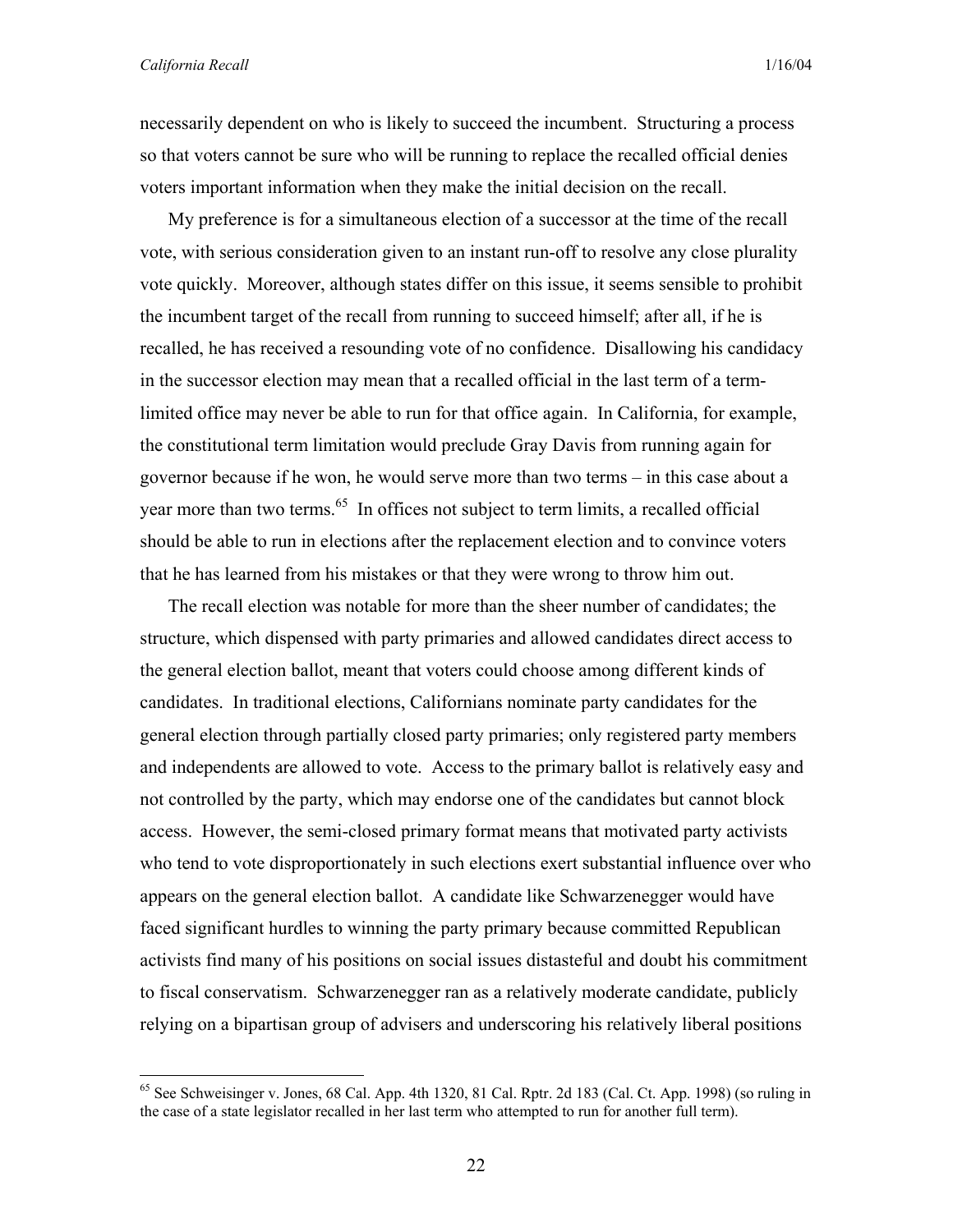necessarily dependent on who is likely to succeed the incumbent. Structuring a process so that voters cannot be sure who will be running to replace the recalled official denies voters important information when they make the initial decision on the recall.

My preference is for a simultaneous election of a successor at the time of the recall vote, with serious consideration given to an instant run-off to resolve any close plurality vote quickly. Moreover, although states differ on this issue, it seems sensible to prohibit the incumbent target of the recall from running to succeed himself; after all, if he is recalled, he has received a resounding vote of no confidence. Disallowing his candidacy in the successor election may mean that a recalled official in the last term of a term-limited office may never be able to run for that office again. In California, for example, the constitutional term limitation would preclude Gray Davis from running again for governor because if he won, he would serve more than two terms – in this case about a year more than two terms.[65] In offices not subject to term limits, a recalled official should be able to run in elections after the replacement election and to convince voters that he has learned from his mistakes or that they were wrong to throw him out.

The recall election was notable for more than the sheer number of candidates; the structure, which dispensed with party primaries and allowed candidates direct access to the general election ballot, meant that voters could choose among different kinds of candidates. In traditional elections, Californians nominate party candidates for the general election through partially closed party primaries; only registered party members and independents are allowed to vote. Access to the primary ballot is relatively easy and not controlled by the party, which may endorse one of the candidates but cannot block access. However, the semi-closed primary format means that motivated party activists who tend to vote disproportionately in such elections exert substantial influence over who appears on the general election ballot. A candidate like Schwarzenegger would have faced significant hurdles to winning the party primary because committed Republican activists find many of his positions on social issues distasteful and doubt his commitment to fiscal conservatism. Schwarzenegger ran as a relatively moderate candidate, publicly relying on a bipartisan group of advisers and underscoring his relatively liberal positions

---

[65] See Schweisinger v. Jones, 68 Cal. App. 4th 1320, 81 Cal. Rptr. 2d 183 (Cal. Ct. App. 1998) (so ruling in the case of a state legislator recalled in her last term who attempted to run for another full term).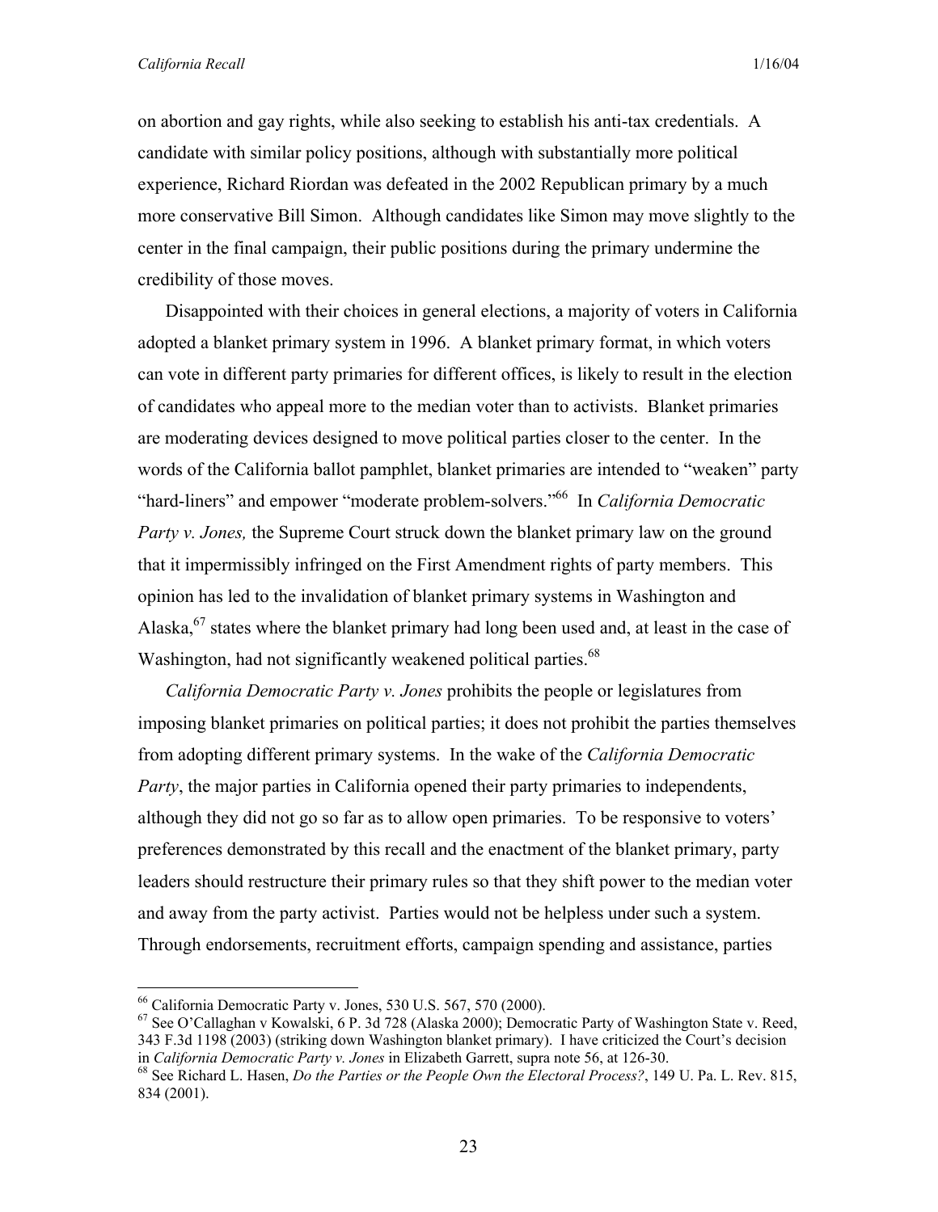on abortion and gay rights, while also seeking to establish his anti-tax credentials. A candidate with similar policy positions, although with substantially more political experience, Richard Riordan was defeated in the 2002 Republican primary by a much more conservative Bill Simon. Although candidates like Simon may move slightly to the center in the final campaign, their public positions during the primary undermine the credibility of those moves.

Disappointed with their choices in general elections, a majority of voters in California adopted a blanket primary system in 1996. A blanket primary format, in which voters can vote in different party primaries for different offices, is likely to result in the election of candidates who appeal more to the median voter than to activists. Blanket primaries are moderating devices designed to move political parties closer to the center. In the words of the California ballot pamphlet, blanket primaries are intended to "weaken" party "hard-liners" and empower "moderate problem-solvers."[66] In *California Democratic Party v. Jones,* the Supreme Court struck down the blanket primary law on the ground that it impermissibly infringed on the First Amendment rights of party members. This opinion has led to the invalidation of blanket primary systems in Washington and Alaska,[67] states where the blanket primary had long been used and, at least in the case of Washington, had not significantly weakened political parties.[68]

*California Democratic Party v. Jones* prohibits the people or legislatures from imposing blanket primaries on political parties; it does not prohibit the parties themselves from adopting different primary systems. In the wake of the *California Democratic Party*, the major parties in California opened their party primaries to independents, although they did not go so far as to allow open primaries. To be responsive to voters' preferences demonstrated by this recall and the enactment of the blanket primary, party leaders should restructure their primary rules so that they shift power to the median voter and away from the party activist. Parties would not be helpless under such a system. Through endorsements, recruitment efforts, campaign spending and assistance, parties

---

[66] California Democratic Party v. Jones, 530 U.S. 567, 570 (2000).

[67] See O'Callaghan v Kowalski, 6 P. 3d 728 (Alaska 2000); Democratic Party of Washington State v. Reed, 343 F.3d 1198 (2003) (striking down Washington blanket primary). I have criticized the Court's decision in *California Democratic Party v. Jones* in Elizabeth Garrett, supra note 56, at 126-30.

[68] See Richard L. Hasen, *Do the Parties or the People Own the Electoral Process?*, 149 U. Pa. L. Rev. 815, 834 (2001).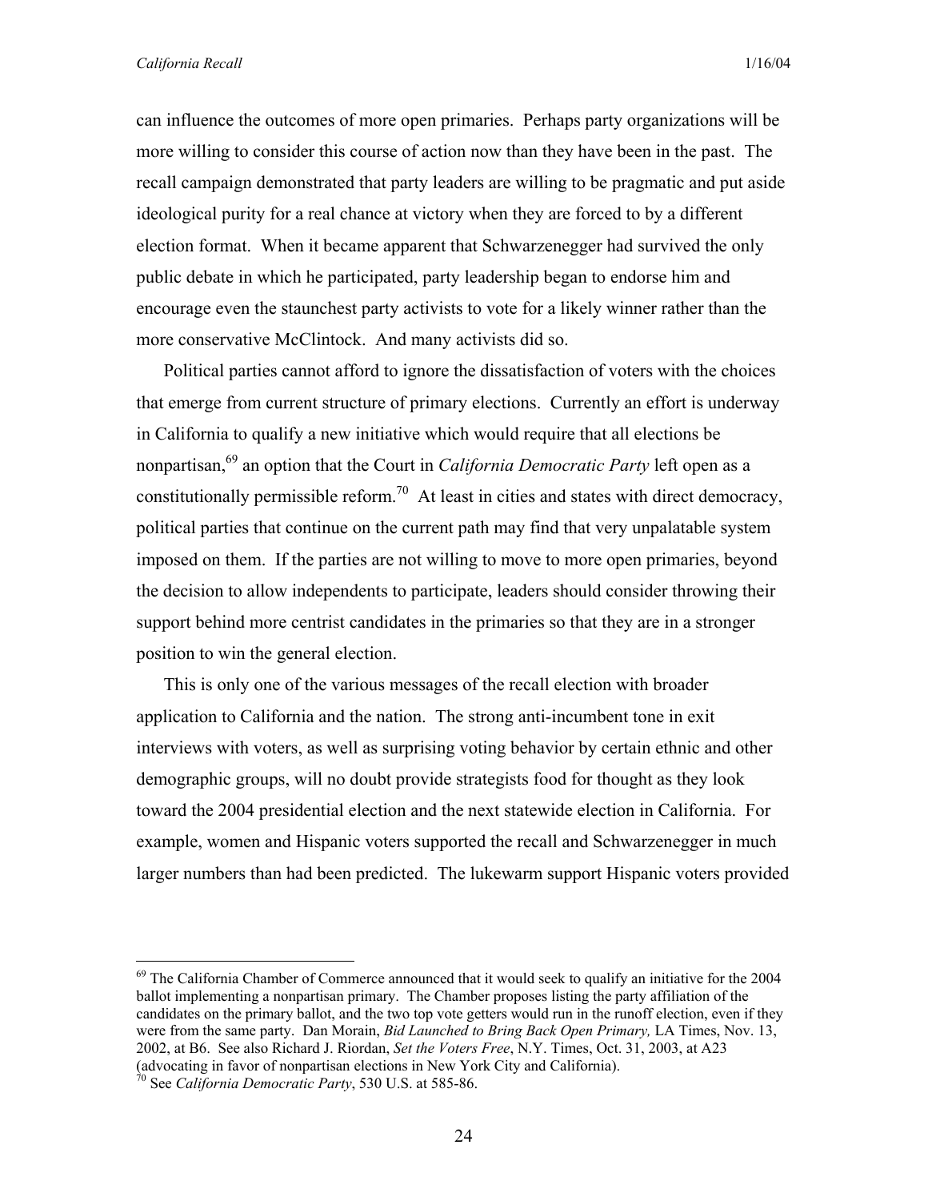can influence the outcomes of more open primaries. Perhaps party organizations will be more willing to consider this course of action now than they have been in the past. The recall campaign demonstrated that party leaders are willing to be pragmatic and put aside ideological purity for a real chance at victory when they are forced to by a different election format. When it became apparent that Schwarzenegger had survived the only public debate in which he participated, party leadership began to endorse him and encourage even the staunchest party activists to vote for a likely winner rather than the more conservative McClintock. And many activists did so.

Political parties cannot afford to ignore the dissatisfaction of voters with the choices that emerge from current structure of primary elections. Currently an effort is underway in California to qualify a new initiative which would require that all elections be nonpartisan,[69] an option that the Court in *California Democratic Party* left open as a constitutionally permissible reform.[70] At least in cities and states with direct democracy, political parties that continue on the current path may find that very unpalatable system imposed on them. If the parties are not willing to move to more open primaries, beyond the decision to allow independents to participate, leaders should consider throwing their support behind more centrist candidates in the primaries so that they are in a stronger position to win the general election.

This is only one of the various messages of the recall election with broader application to California and the nation. The strong anti-incumbent tone in exit interviews with voters, as well as surprising voting behavior by certain ethnic and other demographic groups, will no doubt provide strategists food for thought as they look toward the 2004 presidential election and the next statewide election in California. For example, women and Hispanic voters supported the recall and Schwarzenegger in much larger numbers than had been predicted. The lukewarm support Hispanic voters provided

---

[69] The California Chamber of Commerce announced that it would seek to qualify an initiative for the 2004 ballot implementing a nonpartisan primary. The Chamber proposes listing the party affiliation of the candidates on the primary ballot, and the two top vote getters would run in the runoff election, even if they were from the same party. Dan Morain, *Bid Launched to Bring Back Open Primary,* LA Times, Nov. 13, 2002, at B6. See also Richard J. Riordan, *Set the Voters Free*, N.Y. Times, Oct. 31, 2003, at A23 (advocating in favor of nonpartisan elections in New York City and California).

[70] See *California Democratic Party*, 530 U.S. at 585-86.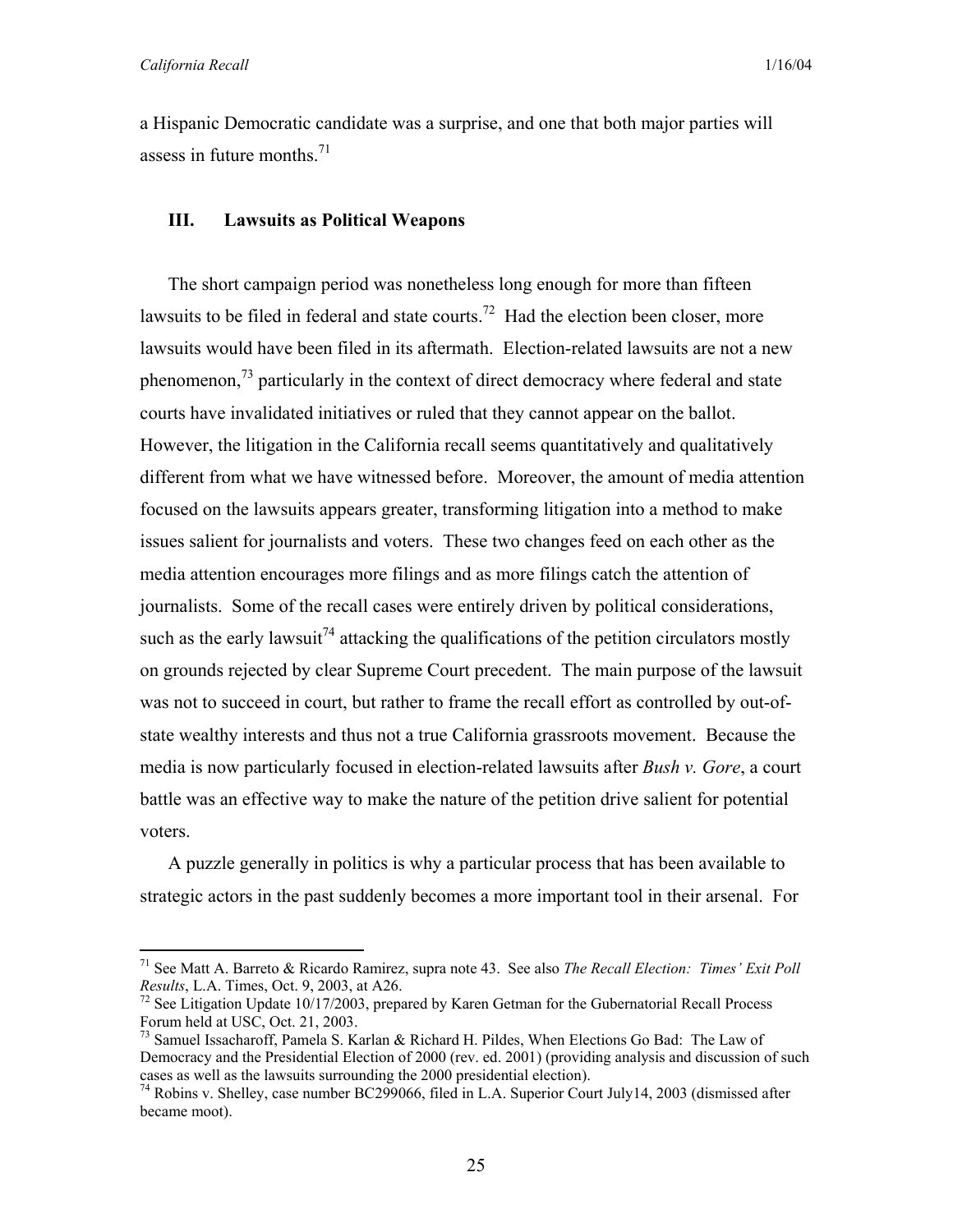a Hispanic Democratic candidate was a surprise, and one that both major parties will assess in future months.[71]

## III. Lawsuits as Political Weapons

The short campaign period was nonetheless long enough for more than fifteen lawsuits to be filed in federal and state courts.[72] Had the election been closer, more lawsuits would have been filed in its aftermath. Election-related lawsuits are not a new phenomenon,[73] particularly in the context of direct democracy where federal and state courts have invalidated initiatives or ruled that they cannot appear on the ballot. However, the litigation in the California recall seems quantitatively and qualitatively different from what we have witnessed before. Moreover, the amount of media attention focused on the lawsuits appears greater, transforming litigation into a method to make issues salient for journalists and voters. These two changes feed on each other as the media attention encourages more filings and as more filings catch the attention of journalists. Some of the recall cases were entirely driven by political considerations, such as the early lawsuit[74] attacking the qualifications of the petition circulators mostly on grounds rejected by clear Supreme Court precedent. The main purpose of the lawsuit was not to succeed in court, but rather to frame the recall effort as controlled by out-of-state wealthy interests and thus not a true California grassroots movement. Because the media is now particularly focused in election-related lawsuits after *Bush v. Gore*, a court battle was an effective way to make the nature of the petition drive salient for potential voters.

A puzzle generally in politics is why a particular process that has been available to strategic actors in the past suddenly becomes a more important tool in their arsenal. For

---

[71] See Matt A. Barreto & Ricardo Ramirez, supra note 43. See also *The Recall Election: Times' Exit Poll Results*, L.A. Times, Oct. 9, 2003, at A26.

[72] See Litigation Update 10/17/2003, prepared by Karen Getman for the Gubernatorial Recall Process Forum held at USC, Oct. 21, 2003.

[73] Samuel Issacharoff, Pamela S. Karlan & Richard H. Pildes, When Elections Go Bad: The Law of Democracy and the Presidential Election of 2000 (rev. ed. 2001) (providing analysis and discussion of such cases as well as the lawsuits surrounding the 2000 presidential election).

[74] Robins v. Shelley, case number BC299066, filed in L.A. Superior Court July14, 2003 (dismissed after became moot).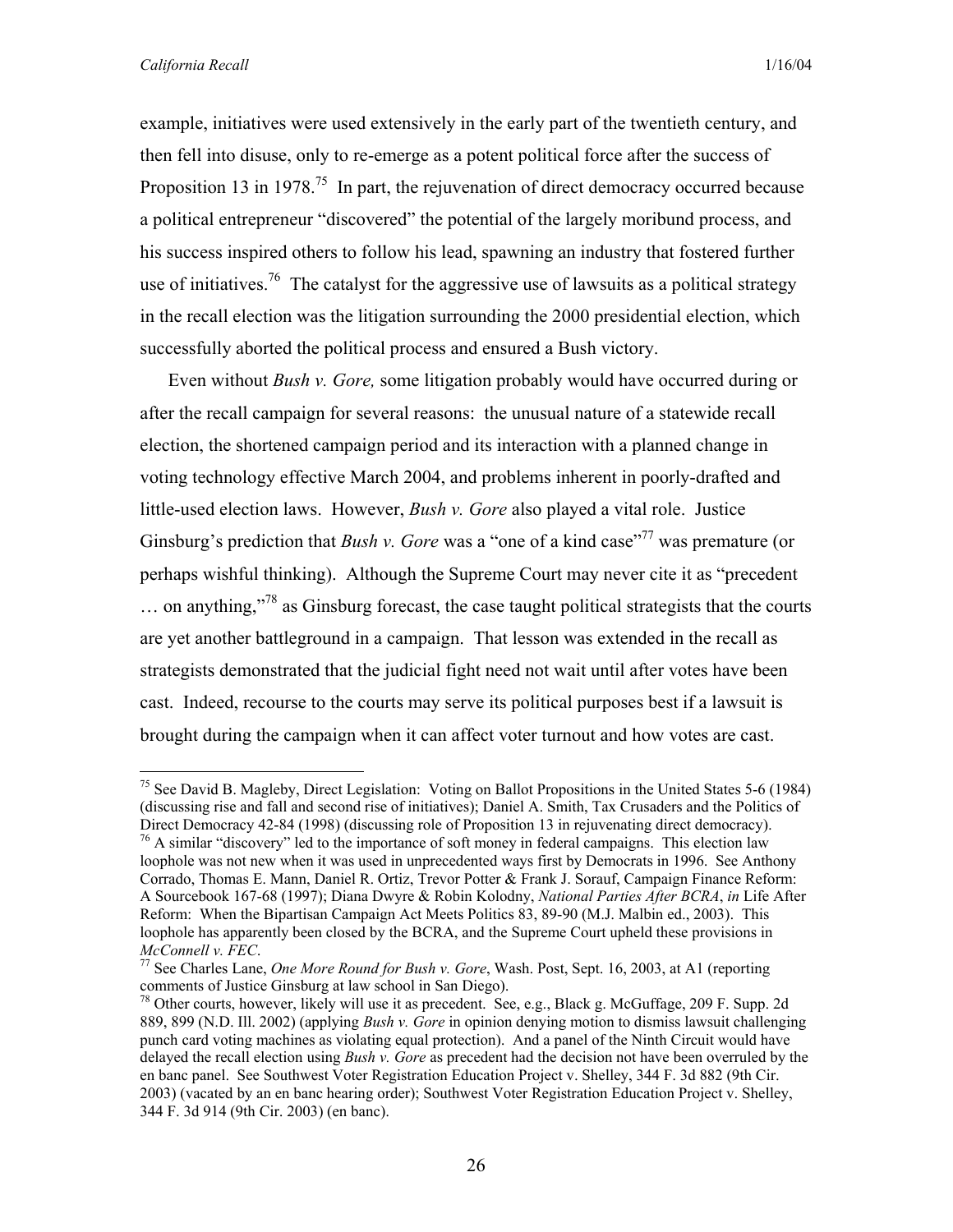example, initiatives were used extensively in the early part of the twentieth century, and then fell into disuse, only to re-emerge as a potent political force after the success of Proposition 13 in 1978.[75] In part, the rejuvenation of direct democracy occurred because a political entrepreneur "discovered" the potential of the largely moribund process, and his success inspired others to follow his lead, spawning an industry that fostered further use of initiatives.[76] The catalyst for the aggressive use of lawsuits as a political strategy in the recall election was the litigation surrounding the 2000 presidential election, which successfully aborted the political process and ensured a Bush victory.

Even without *Bush v. Gore,* some litigation probably would have occurred during or after the recall campaign for several reasons: the unusual nature of a statewide recall election, the shortened campaign period and its interaction with a planned change in voting technology effective March 2004, and problems inherent in poorly-drafted and little-used election laws. However, *Bush v. Gore* also played a vital role. Justice Ginsburg's prediction that *Bush v. Gore* was a "one of a kind case"[77] was premature (or perhaps wishful thinking). Although the Supreme Court may never cite it as "precedent … on anything,"[78] as Ginsburg forecast, the case taught political strategists that the courts are yet another battleground in a campaign. That lesson was extended in the recall as strategists demonstrated that the judicial fight need not wait until after votes have been cast. Indeed, recourse to the courts may serve its political purposes best if a lawsuit is brought during the campaign when it can affect voter turnout and how votes are cast.

---

[75] See David B. Magleby, Direct Legislation: Voting on Ballot Propositions in the United States 5-6 (1984) (discussing rise and fall and second rise of initiatives); Daniel A. Smith, Tax Crusaders and the Politics of Direct Democracy 42-84 (1998) (discussing role of Proposition 13 in rejuvenating direct democracy).

[76] A similar "discovery" led to the importance of soft money in federal campaigns. This election law loophole was not new when it was used in unprecedented ways first by Democrats in 1996. See Anthony Corrado, Thomas E. Mann, Daniel R. Ortiz, Trevor Potter & Frank J. Sorauf, Campaign Finance Reform: A Sourcebook 167-68 (1997); Diana Dwyre & Robin Kolodny, *National Parties After BCRA*, *in* Life After Reform: When the Bipartisan Campaign Act Meets Politics 83, 89-90 (M.J. Malbin ed., 2003). This loophole has apparently been closed by the BCRA, and the Supreme Court upheld these provisions in *McConnell v. FEC*.

[77] See Charles Lane, *One More Round for Bush v. Gore*, Wash. Post, Sept. 16, 2003, at A1 (reporting comments of Justice Ginsburg at law school in San Diego).

[78] Other courts, however, likely will use it as precedent. See, e.g., Black g. McGuffage, 209 F. Supp. 2d 889, 899 (N.D. Ill. 2002) (applying *Bush v. Gore* in opinion denying motion to dismiss lawsuit challenging punch card voting machines as violating equal protection). And a panel of the Ninth Circuit would have delayed the recall election using *Bush v. Gore* as precedent had the decision not have been overruled by the en banc panel. See Southwest Voter Registration Education Project v. Shelley, 344 F. 3d 882 (9th Cir. 2003) (vacated by an en banc hearing order); Southwest Voter Registration Education Project v. Shelley, 344 F. 3d 914 (9th Cir. 2003) (en banc).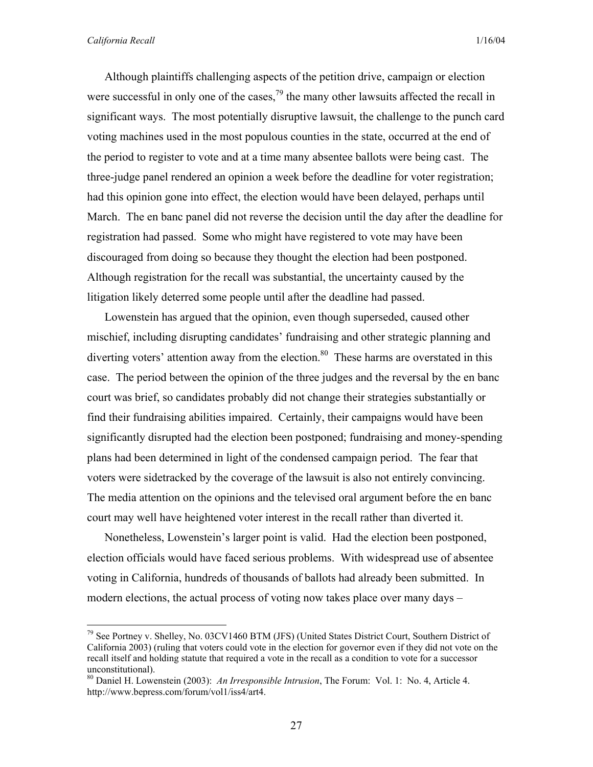Although plaintiffs challenging aspects of the petition drive, campaign or election were successful in only one of the cases,[79] the many other lawsuits affected the recall in significant ways. The most potentially disruptive lawsuit, the challenge to the punch card voting machines used in the most populous counties in the state, occurred at the end of the period to register to vote and at a time many absentee ballots were being cast. The three-judge panel rendered an opinion a week before the deadline for voter registration; had this opinion gone into effect, the election would have been delayed, perhaps until March. The en banc panel did not reverse the decision until the day after the deadline for registration had passed. Some who might have registered to vote may have been discouraged from doing so because they thought the election had been postponed. Although registration for the recall was substantial, the uncertainty caused by the litigation likely deterred some people until after the deadline had passed.

Lowenstein has argued that the opinion, even though superseded, caused other mischief, including disrupting candidates' fundraising and other strategic planning and diverting voters' attention away from the election.[80] These harms are overstated in this case. The period between the opinion of the three judges and the reversal by the en banc court was brief, so candidates probably did not change their strategies substantially or find their fundraising abilities impaired. Certainly, their campaigns would have been significantly disrupted had the election been postponed; fundraising and money-spending plans had been determined in light of the condensed campaign period. The fear that voters were sidetracked by the coverage of the lawsuit is also not entirely convincing. The media attention on the opinions and the televised oral argument before the en banc court may well have heightened voter interest in the recall rather than diverted it.

Nonetheless, Lowenstein's larger point is valid. Had the election been postponed, election officials would have faced serious problems. With widespread use of absentee voting in California, hundreds of thousands of ballots had already been submitted. In modern elections, the actual process of voting now takes place over many days –

---

[79] See Portney v. Shelley, No. 03CV1460 BTM (JFS) (United States District Court, Southern District of California 2003) (ruling that voters could vote in the election for governor even if they did not vote on the recall itself and holding statute that required a vote in the recall as a condition to vote for a successor unconstitutional).

[80] Daniel H. Lowenstein (2003): *An Irresponsible Intrusion*, The Forum: Vol. 1: No. 4, Article 4. http://www.bepress.com/forum/vol1/iss4/art4.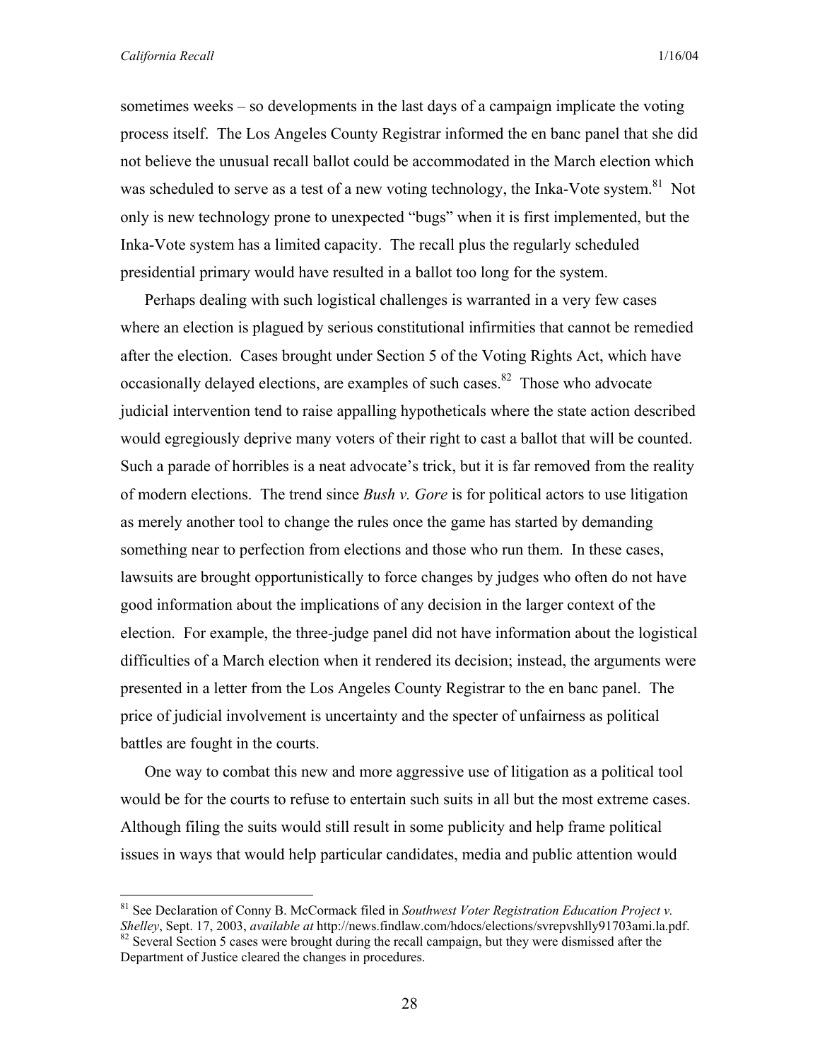sometimes weeks – so developments in the last days of a campaign implicate the voting process itself. The Los Angeles County Registrar informed the en banc panel that she did not believe the unusual recall ballot could be accommodated in the March election which was scheduled to serve as a test of a new voting technology, the Inka-Vote system.[81] Not only is new technology prone to unexpected "bugs" when it is first implemented, but the Inka-Vote system has a limited capacity. The recall plus the regularly scheduled presidential primary would have resulted in a ballot too long for the system.

Perhaps dealing with such logistical challenges is warranted in a very few cases where an election is plagued by serious constitutional infirmities that cannot be remedied after the election. Cases brought under Section 5 of the Voting Rights Act, which have occasionally delayed elections, are examples of such cases.[82] Those who advocate judicial intervention tend to raise appalling hypotheticals where the state action described would egregiously deprive many voters of their right to cast a ballot that will be counted. Such a parade of horribles is a neat advocate's trick, but it is far removed from the reality of modern elections. The trend since *Bush v. Gore* is for political actors to use litigation as merely another tool to change the rules once the game has started by demanding something near to perfection from elections and those who run them. In these cases, lawsuits are brought opportunistically to force changes by judges who often do not have good information about the implications of any decision in the larger context of the election. For example, the three-judge panel did not have information about the logistical difficulties of a March election when it rendered its decision; instead, the arguments were presented in a letter from the Los Angeles County Registrar to the en banc panel. The price of judicial involvement is uncertainty and the specter of unfairness as political battles are fought in the courts.

One way to combat this new and more aggressive use of litigation as a political tool would be for the courts to refuse to entertain such suits in all but the most extreme cases. Although filing the suits would still result in some publicity and help frame political issues in ways that would help particular candidates, media and public attention would

---

[81] See Declaration of Conny B. McCormack filed in *Southwest Voter Registration Education Project v. Shelley*, Sept. 17, 2003, *available at* http://news.findlaw.com/hdocs/elections/svrepvshlly91703ami.la.pdf.

[82] Several Section 5 cases were brought during the recall campaign, but they were dismissed after the Department of Justice cleared the changes in procedures.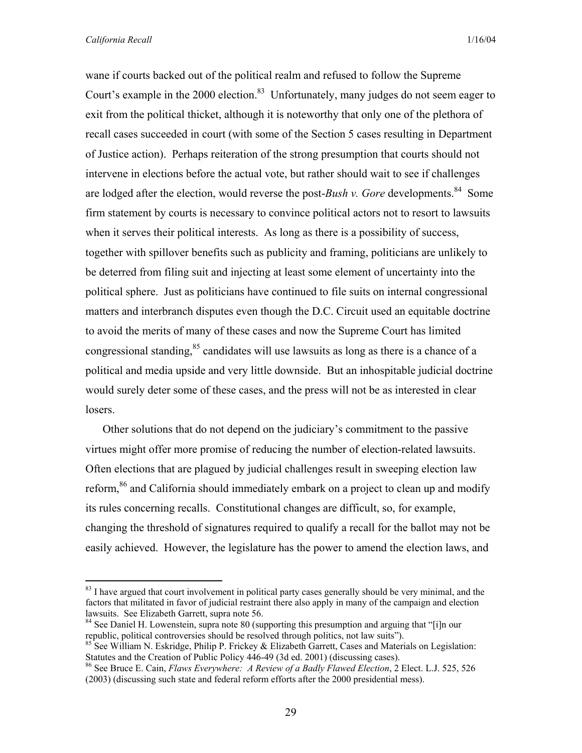wane if courts backed out of the political realm and refused to follow the Supreme Court's example in the 2000 election.[83] Unfortunately, many judges do not seem eager to exit from the political thicket, although it is noteworthy that only one of the plethora of recall cases succeeded in court (with some of the Section 5 cases resulting in Department of Justice action). Perhaps reiteration of the strong presumption that courts should not intervene in elections before the actual vote, but rather should wait to see if challenges are lodged after the election, would reverse the post-*Bush v. Gore* developments.[84] Some firm statement by courts is necessary to convince political actors not to resort to lawsuits when it serves their political interests. As long as there is a possibility of success, together with spillover benefits such as publicity and framing, politicians are unlikely to be deterred from filing suit and injecting at least some element of uncertainty into the political sphere. Just as politicians have continued to file suits on internal congressional matters and interbranch disputes even though the D.C. Circuit used an equitable doctrine to avoid the merits of many of these cases and now the Supreme Court has limited congressional standing,[85] candidates will use lawsuits as long as there is a chance of a political and media upside and very little downside. But an inhospitable judicial doctrine would surely deter some of these cases, and the press will not be as interested in clear losers.

Other solutions that do not depend on the judiciary's commitment to the passive virtues might offer more promise of reducing the number of election-related lawsuits. Often elections that are plagued by judicial challenges result in sweeping election law reform,[86] and California should immediately embark on a project to clean up and modify its rules concerning recalls. Constitutional changes are difficult, so, for example, changing the threshold of signatures required to qualify a recall for the ballot may not be easily achieved. However, the legislature has the power to amend the election laws, and

---

[83] I have argued that court involvement in political party cases generally should be very minimal, and the factors that militated in favor of judicial restraint there also apply in many of the campaign and election lawsuits. See Elizabeth Garrett, supra note 56.

[84] See Daniel H. Lowenstein, supra note 80 (supporting this presumption and arguing that "[i]n our republic, political controversies should be resolved through politics, not law suits").

[85] See William N. Eskridge, Philip P. Frickey & Elizabeth Garrett, Cases and Materials on Legislation: Statutes and the Creation of Public Policy 446-49 (3d ed. 2001) (discussing cases).

[86] See Bruce E. Cain, *Flaws Everywhere: A Review of a Badly Flawed Election*, 2 Elect. L.J. 525, 526 (2003) (discussing such state and federal reform efforts after the 2000 presidential mess).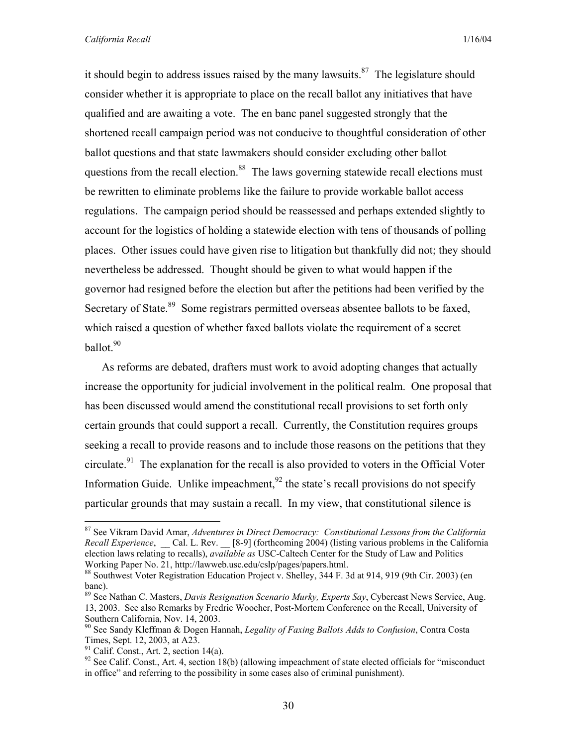it should begin to address issues raised by the many lawsuits.[87] The legislature should consider whether it is appropriate to place on the recall ballot any initiatives that have qualified and are awaiting a vote. The en banc panel suggested strongly that the shortened recall campaign period was not conducive to thoughtful consideration of other ballot questions and that state lawmakers should consider excluding other ballot questions from the recall election.[88] The laws governing statewide recall elections must be rewritten to eliminate problems like the failure to provide workable ballot access regulations. The campaign period should be reassessed and perhaps extended slightly to account for the logistics of holding a statewide election with tens of thousands of polling places. Other issues could have given rise to litigation but thankfully did not; they should nevertheless be addressed. Thought should be given to what would happen if the governor had resigned before the election but after the petitions had been verified by the Secretary of State.[89] Some registrars permitted overseas absentee ballots to be faxed, which raised a question of whether faxed ballots violate the requirement of a secret ballot.[90]

As reforms are debated, drafters must work to avoid adopting changes that actually increase the opportunity for judicial involvement in the political realm. One proposal that has been discussed would amend the constitutional recall provisions to set forth only certain grounds that could support a recall. Currently, the Constitution requires groups seeking a recall to provide reasons and to include those reasons on the petitions that they circulate.[91] The explanation for the recall is also provided to voters in the Official Voter Information Guide. Unlike impeachment,[92] the state's recall provisions do not specify particular grounds that may sustain a recall. In my view, that constitutional silence is

---

[87] See Vikram David Amar, *Adventures in Direct Democracy: Constitutional Lessons from the California Recall Experience*, __ Cal. L. Rev. __ [8-9] (forthcoming 2004) (listing various problems in the California election laws relating to recalls), *available as* USC-Caltech Center for the Study of Law and Politics Working Paper No. 21, http://lawweb.usc.edu/cslp/pages/papers.html.

[88] Southwest Voter Registration Education Project v. Shelley, 344 F. 3d at 914, 919 (9th Cir. 2003) (en banc).

[89] See Nathan C. Masters, *Davis Resignation Scenario Murky, Experts Say*, Cybercast News Service, Aug. 13, 2003. See also Remarks by Fredric Woocher, Post-Mortem Conference on the Recall, University of Southern California, Nov. 14, 2003.

[90] See Sandy Kleffman & Dogen Hannah, *Legality of Faxing Ballots Adds to Confusion*, Contra Costa Times, Sept. 12, 2003, at A23.

[91] Calif. Const., Art. 2, section 14(a).

[92] See Calif. Const., Art. 4, section 18(b) (allowing impeachment of state elected officials for "misconduct in office" and referring to the possibility in some cases also of criminal punishment).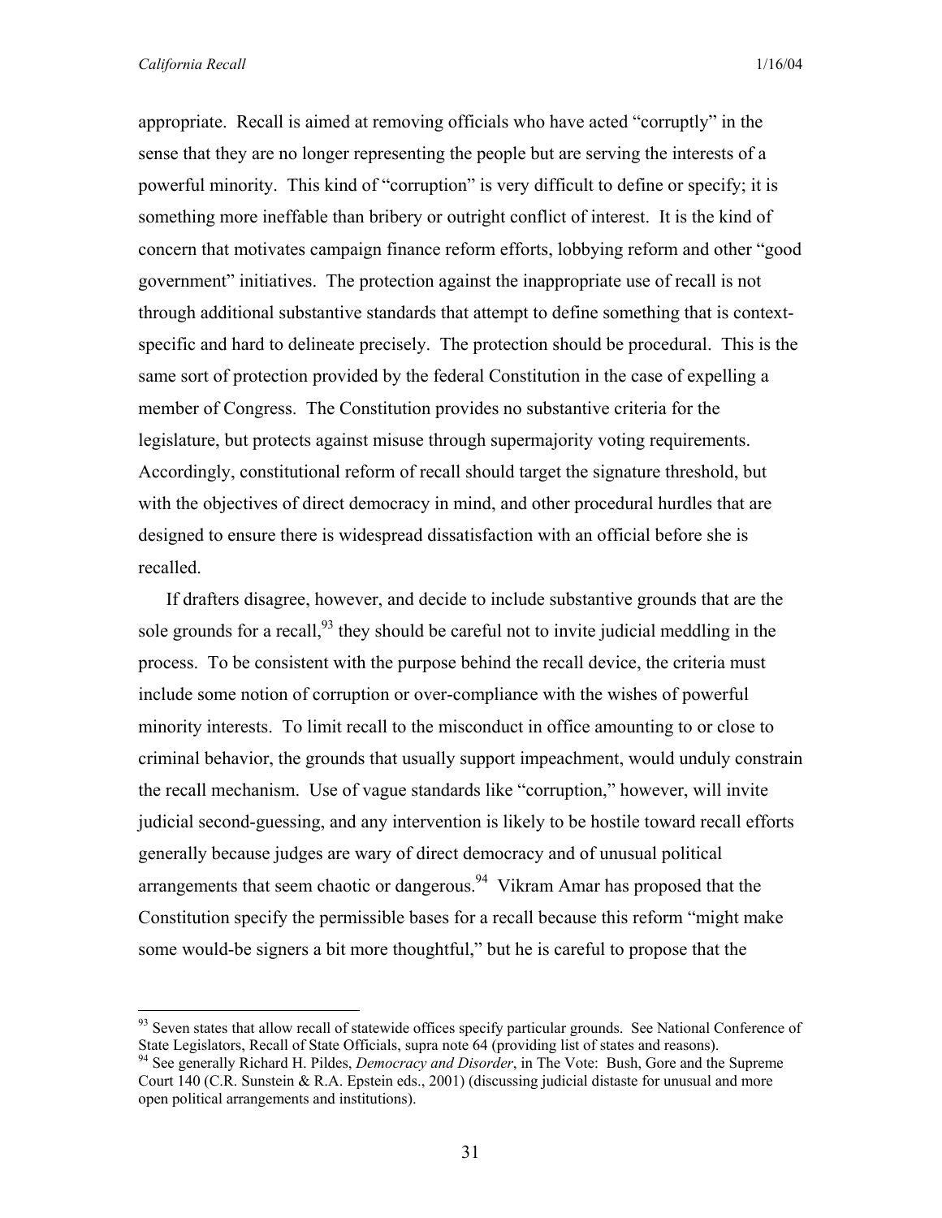appropriate. Recall is aimed at removing officials who have acted "corruptly" in the sense that they are no longer representing the people but are serving the interests of a powerful minority. This kind of "corruption" is very difficult to define or specify; it is something more ineffable than bribery or outright conflict of interest. It is the kind of concern that motivates campaign finance reform efforts, lobbying reform and other "good government" initiatives. The protection against the inappropriate use of recall is not through additional substantive standards that attempt to define something that is context-specific and hard to delineate precisely. The protection should be procedural. This is the same sort of protection provided by the federal Constitution in the case of expelling a member of Congress. The Constitution provides no substantive criteria for the legislature, but protects against misuse through supermajority voting requirements. Accordingly, constitutional reform of recall should target the signature threshold, but with the objectives of direct democracy in mind, and other procedural hurdles that are designed to ensure there is widespread dissatisfaction with an official before she is recalled.

If drafters disagree, however, and decide to include substantive grounds that are the sole grounds for a recall,[93] they should be careful not to invite judicial meddling in the process. To be consistent with the purpose behind the recall device, the criteria must include some notion of corruption or over-compliance with the wishes of powerful minority interests. To limit recall to the misconduct in office amounting to or close to criminal behavior, the grounds that usually support impeachment, would unduly constrain the recall mechanism. Use of vague standards like "corruption," however, will invite judicial second-guessing, and any intervention is likely to be hostile toward recall efforts generally because judges are wary of direct democracy and of unusual political arrangements that seem chaotic or dangerous.[94] Vikram Amar has proposed that the Constitution specify the permissible bases for a recall because this reform "might make some would-be signers a bit more thoughtful," but he is careful to propose that the

---

[93] Seven states that allow recall of statewide offices specify particular grounds. See National Conference of State Legislators, Recall of State Officials, supra note 64 (providing list of states and reasons).

[94] See generally Richard H. Pildes, *Democracy and Disorder*, in The Vote: Bush, Gore and the Supreme Court 140 (C.R. Sunstein & R.A. Epstein eds., 2001) (discussing judicial distaste for unusual and more open political arrangements and institutions).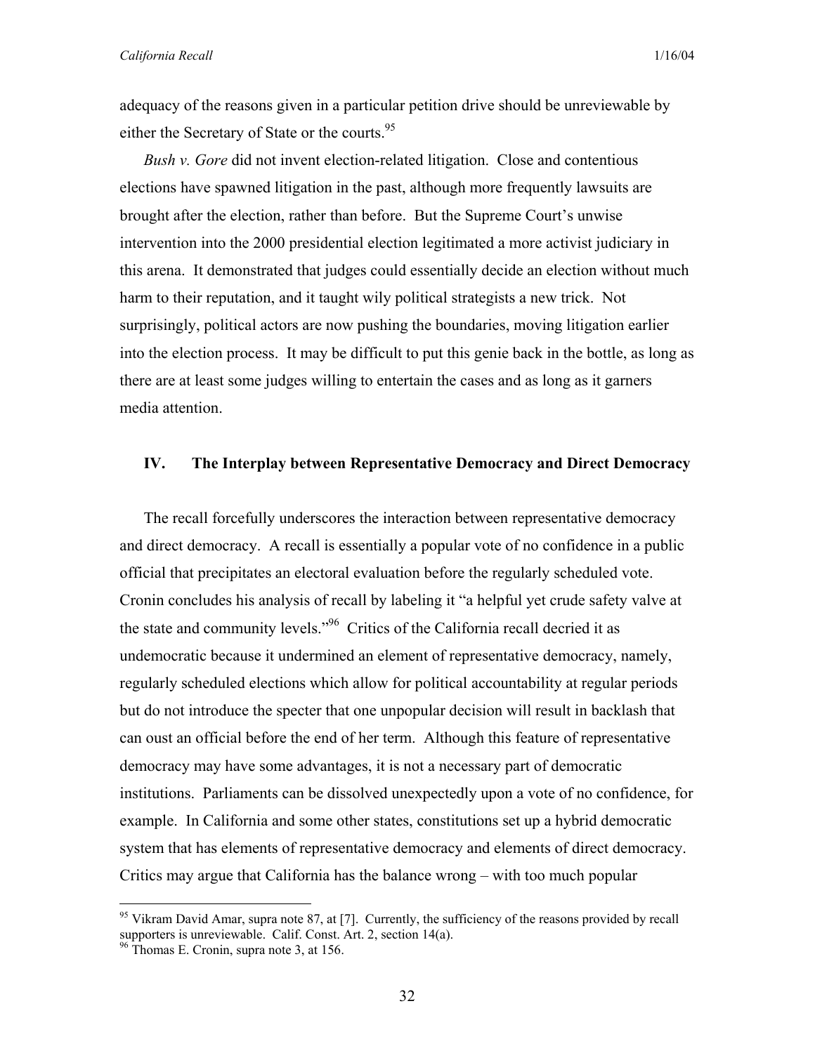adequacy of the reasons given in a particular petition drive should be unreviewable by either the Secretary of State or the courts.[95]

*Bush v. Gore* did not invent election-related litigation. Close and contentious elections have spawned litigation in the past, although more frequently lawsuits are brought after the election, rather than before. But the Supreme Court's unwise intervention into the 2000 presidential election legitimated a more activist judiciary in this arena. It demonstrated that judges could essentially decide an election without much harm to their reputation, and it taught wily political strategists a new trick. Not surprisingly, political actors are now pushing the boundaries, moving litigation earlier into the election process. It may be difficult to put this genie back in the bottle, as long as there are at least some judges willing to entertain the cases and as long as it garners media attention.

## IV. The Interplay between Representative Democracy and Direct Democracy

The recall forcefully underscores the interaction between representative democracy and direct democracy. A recall is essentially a popular vote of no confidence in a public official that precipitates an electoral evaluation before the regularly scheduled vote. Cronin concludes his analysis of recall by labeling it "a helpful yet crude safety valve at the state and community levels."[96] Critics of the California recall decried it as undemocratic because it undermined an element of representative democracy, namely, regularly scheduled elections which allow for political accountability at regular periods but do not introduce the specter that one unpopular decision will result in backlash that can oust an official before the end of her term. Although this feature of representative democracy may have some advantages, it is not a necessary part of democratic institutions. Parliaments can be dissolved unexpectedly upon a vote of no confidence, for example. In California and some other states, constitutions set up a hybrid democratic system that has elements of representative democracy and elements of direct democracy. Critics may argue that California has the balance wrong – with too much popular

---

[95] Vikram David Amar, supra note 87, at [7]. Currently, the sufficiency of the reasons provided by recall supporters is unreviewable. Calif. Const. Art. 2, section 14(a).

[96] Thomas E. Cronin, supra note 3, at 156.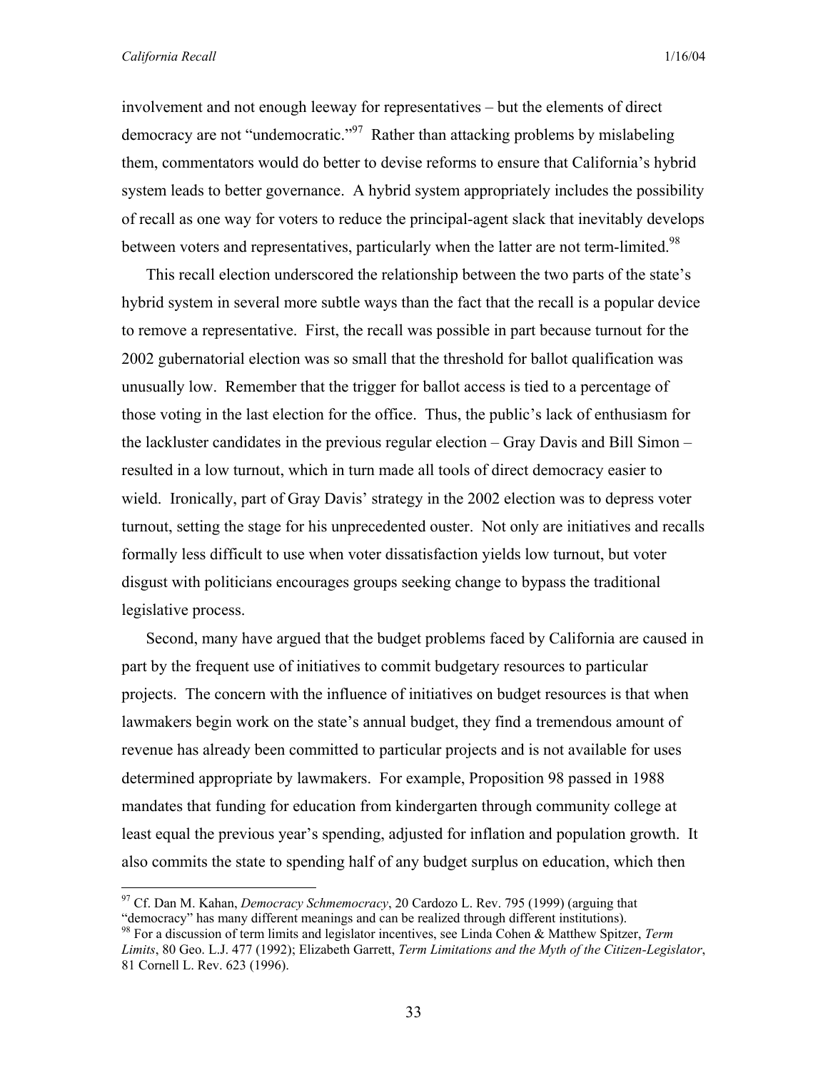involvement and not enough leeway for representatives – but the elements of direct democracy are not "undemocratic."[97] Rather than attacking problems by mislabeling them, commentators would do better to devise reforms to ensure that California's hybrid system leads to better governance. A hybrid system appropriately includes the possibility of recall as one way for voters to reduce the principal-agent slack that inevitably develops between voters and representatives, particularly when the latter are not term-limited.[98]

This recall election underscored the relationship between the two parts of the state's hybrid system in several more subtle ways than the fact that the recall is a popular device to remove a representative. First, the recall was possible in part because turnout for the 2002 gubernatorial election was so small that the threshold for ballot qualification was unusually low. Remember that the trigger for ballot access is tied to a percentage of those voting in the last election for the office. Thus, the public's lack of enthusiasm for the lackluster candidates in the previous regular election – Gray Davis and Bill Simon – resulted in a low turnout, which in turn made all tools of direct democracy easier to wield. Ironically, part of Gray Davis' strategy in the 2002 election was to depress voter turnout, setting the stage for his unprecedented ouster. Not only are initiatives and recalls formally less difficult to use when voter dissatisfaction yields low turnout, but voter disgust with politicians encourages groups seeking change to bypass the traditional legislative process.

Second, many have argued that the budget problems faced by California are caused in part by the frequent use of initiatives to commit budgetary resources to particular projects. The concern with the influence of initiatives on budget resources is that when lawmakers begin work on the state's annual budget, they find a tremendous amount of revenue has already been committed to particular projects and is not available for uses determined appropriate by lawmakers. For example, Proposition 98 passed in 1988 mandates that funding for education from kindergarten through community college at least equal the previous year's spending, adjusted for inflation and population growth. It also commits the state to spending half of any budget surplus on education, which then

---

[97] Cf. Dan M. Kahan, *Democracy Schmemocracy*, 20 Cardozo L. Rev. 795 (1999) (arguing that "democracy" has many different meanings and can be realized through different institutions).

[98] For a discussion of term limits and legislator incentives, see Linda Cohen & Matthew Spitzer, *Term Limits*, 80 Geo. L.J. 477 (1992); Elizabeth Garrett, *Term Limitations and the Myth of the Citizen-Legislator*, 81 Cornell L. Rev. 623 (1996).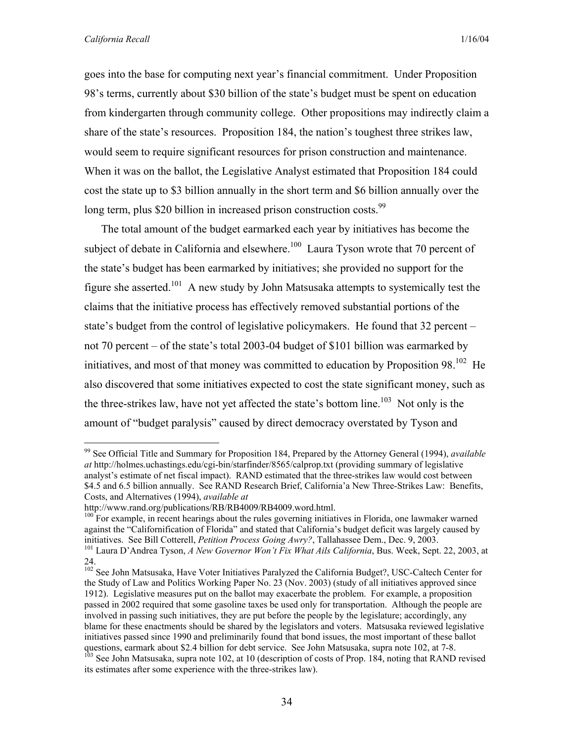goes into the base for computing next year's financial commitment. Under Proposition 98's terms, currently about $30 billion of the state's budget must be spent on education from kindergarten through community college. Other propositions may indirectly claim a share of the state's resources. Proposition 184, the nation's toughest three strikes law, would seem to require significant resources for prison construction and maintenance. When it was on the ballot, the Legislative Analyst estimated that Proposition 184 could cost the state up to $3 billion annually in the short term and $6 billion annually over the long term, plus $20 billion in increased prison construction costs.[99]

The total amount of the budget earmarked each year by initiatives has become the subject of debate in California and elsewhere.[100] Laura Tyson wrote that 70 percent of the state's budget has been earmarked by initiatives; she provided no support for the figure she asserted.[101] A new study by John Matsusaka attempts to systemically test the claims that the initiative process has effectively removed substantial portions of the state's budget from the control of legislative policymakers. He found that 32 percent – not 70 percent – of the state's total 2003-04 budget of $101 billion was earmarked by initiatives, and most of that money was committed to education by Proposition 98.[102] He also discovered that some initiatives expected to cost the state significant money, such as the three-strikes law, have not yet affected the state's bottom line.[103] Not only is the amount of "budget paralysis" caused by direct democracy overstated by Tyson and

---

[99] See Official Title and Summary for Proposition 184, Prepared by the Attorney General (1994), *available at* http://holmes.uchastings.edu/cgi-bin/starfinder/8565/calprop.txt (providing summary of legislative analyst's estimate of net fiscal impact). RAND estimated that the three-strikes law would cost between $4.5 and 6.5 billion annually. See RAND Research Brief, California'a New Three-Strikes Law: Benefits, Costs, and Alternatives (1994), *available at* http://www.rand.org/publications/RB/RB4009/RB4009.word.html.

[100] For example, in recent hearings about the rules governing initiatives in Florida, one lawmaker warned against the "Californification of Florida" and stated that California's budget deficit was largely caused by initiatives. See Bill Cotterell, *Petition Process Going Awry?*, Tallahassee Dem., Dec. 9, 2003.

[101] Laura D'Andrea Tyson, *A New Governor Won't Fix What Ails California*, Bus. Week, Sept. 22, 2003, at 24.

[102] See John Matsusaka, Have Voter Initiatives Paralyzed the California Budget?, USC-Caltech Center for the Study of Law and Politics Working Paper No. 23 (Nov. 2003) (study of all initiatives approved since 1912). Legislative measures put on the ballot may exacerbate the problem. For example, a proposition passed in 2002 required that some gasoline taxes be used only for transportation. Although the people are involved in passing such initiatives, they are put before the people by the legislature; accordingly, any blame for these enactments should be shared by the legislators and voters. Matsusaka reviewed legislative initiatives passed since 1990 and preliminarily found that bond issues, the most important of these ballot questions, earmark about $2.4 billion for debt service. See John Matsusaka, supra note 102, at 7-8.

[103] See John Matsusaka, supra note 102, at 10 (description of costs of Prop. 184, noting that RAND revised its estimates after some experience with the three-strikes law).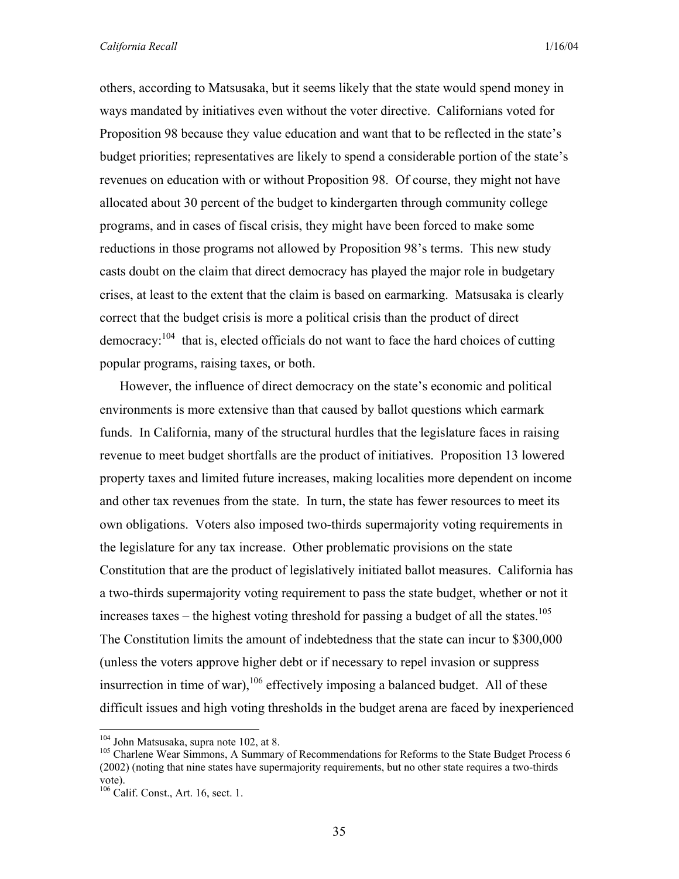others, according to Matsusaka, but it seems likely that the state would spend money in ways mandated by initiatives even without the voter directive. Californians voted for Proposition 98 because they value education and want that to be reflected in the state's budget priorities; representatives are likely to spend a considerable portion of the state's revenues on education with or without Proposition 98. Of course, they might not have allocated about 30 percent of the budget to kindergarten through community college programs, and in cases of fiscal crisis, they might have been forced to make some reductions in those programs not allowed by Proposition 98's terms. This new study casts doubt on the claim that direct democracy has played the major role in budgetary crises, at least to the extent that the claim is based on earmarking. Matsusaka is clearly correct that the budget crisis is more a political crisis than the product of direct democracy:[104] that is, elected officials do not want to face the hard choices of cutting popular programs, raising taxes, or both.

However, the influence of direct democracy on the state's economic and political environments is more extensive than that caused by ballot questions which earmark funds. In California, many of the structural hurdles that the legislature faces in raising revenue to meet budget shortfalls are the product of initiatives. Proposition 13 lowered property taxes and limited future increases, making localities more dependent on income and other tax revenues from the state. In turn, the state has fewer resources to meet its own obligations. Voters also imposed two-thirds supermajority voting requirements in the legislature for any tax increase. Other problematic provisions on the state Constitution that are the product of legislatively initiated ballot measures. California has a two-thirds supermajority voting requirement to pass the state budget, whether or not it increases taxes – the highest voting threshold for passing a budget of all the states.[105] The Constitution limits the amount of indebtedness that the state can incur to $300,000 (unless the voters approve higher debt or if necessary to repel invasion or suppress insurrection in time of war),[106] effectively imposing a balanced budget. All of these difficult issues and high voting thresholds in the budget arena are faced by inexperienced

---

[104] John Matsusaka, supra note 102, at 8.

[105] Charlene Wear Simmons, A Summary of Recommendations for Reforms to the State Budget Process 6 (2002) (noting that nine states have supermajority requirements, but no other state requires a two-thirds vote).

[106] Calif. Const., Art. 16, sect. 1.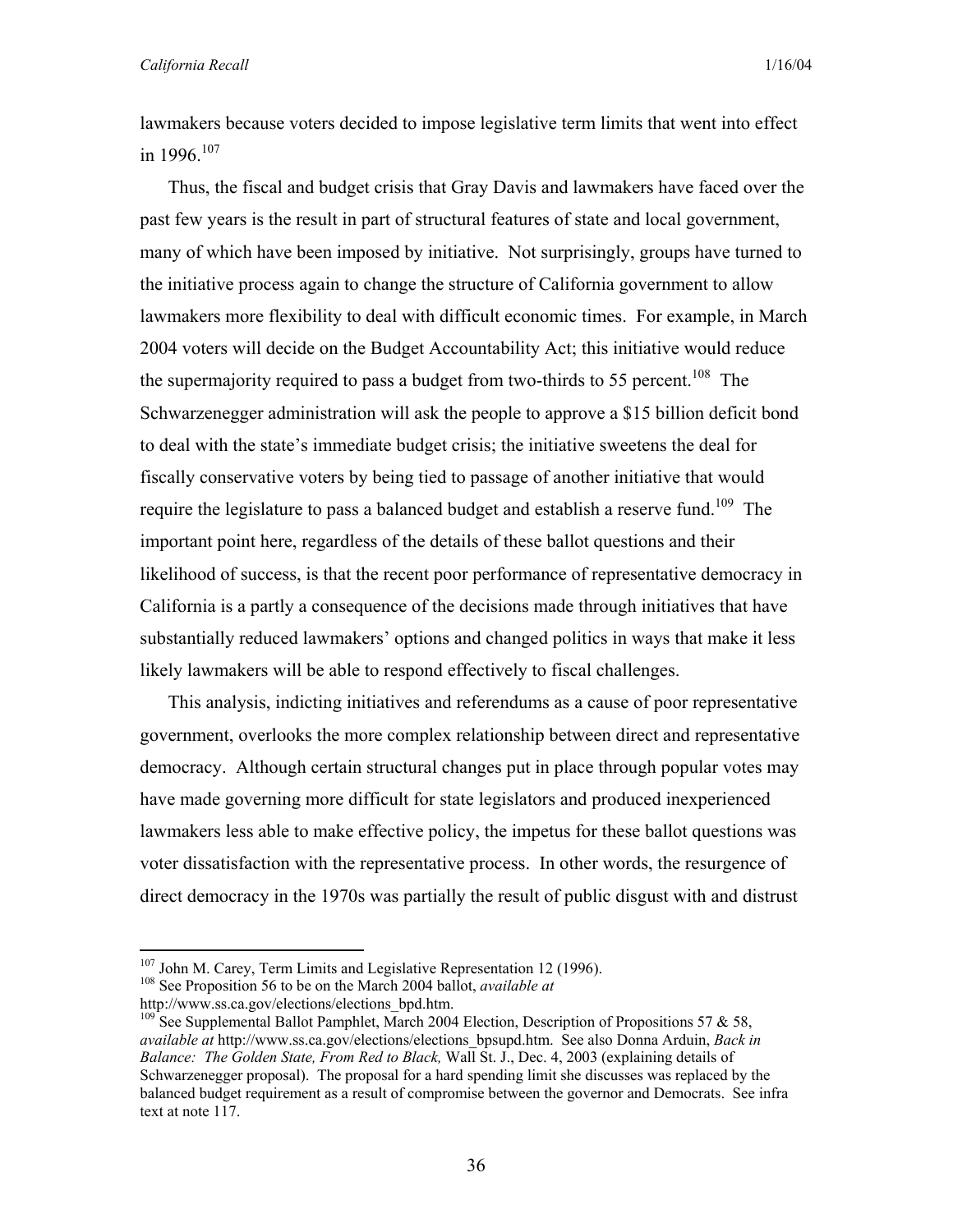lawmakers because voters decided to impose legislative term limits that went into effect in 1996.[107]

Thus, the fiscal and budget crisis that Gray Davis and lawmakers have faced over the past few years is the result in part of structural features of state and local government, many of which have been imposed by initiative. Not surprisingly, groups have turned to the initiative process again to change the structure of California government to allow lawmakers more flexibility to deal with difficult economic times. For example, in March 2004 voters will decide on the Budget Accountability Act; this initiative would reduce the supermajority required to pass a budget from two-thirds to 55 percent.[108] The Schwarzenegger administration will ask the people to approve a $15 billion deficit bond to deal with the state's immediate budget crisis; the initiative sweetens the deal for fiscally conservative voters by being tied to passage of another initiative that would require the legislature to pass a balanced budget and establish a reserve fund.[109] The important point here, regardless of the details of these ballot questions and their likelihood of success, is that the recent poor performance of representative democracy in California is a partly a consequence of the decisions made through initiatives that have substantially reduced lawmakers' options and changed politics in ways that make it less likely lawmakers will be able to respond effectively to fiscal challenges.

This analysis, indicting initiatives and referendums as a cause of poor representative government, overlooks the more complex relationship between direct and representative democracy. Although certain structural changes put in place through popular votes may have made governing more difficult for state legislators and produced inexperienced lawmakers less able to make effective policy, the impetus for these ballot questions was voter dissatisfaction with the representative process. In other words, the resurgence of direct democracy in the 1970s was partially the result of public disgust with and distrust

---

[107] John M. Carey, Term Limits and Legislative Representation 12 (1996).

[108] See Proposition 56 to be on the March 2004 ballot, *available at* http://www.ss.ca.gov/elections/elections_bpd.htm.

[109] See Supplemental Ballot Pamphlet, March 2004 Election, Description of Propositions 57 & 58, *available at* http://www.ss.ca.gov/elections/elections_bpsupd.htm. See also Donna Arduin, *Back in Balance: The Golden State, From Red to Black,* Wall St. J., Dec. 4, 2003 (explaining details of Schwarzenegger proposal). The proposal for a hard spending limit she discusses was replaced by the balanced budget requirement as a result of compromise between the governor and Democrats. See infra text at note 117.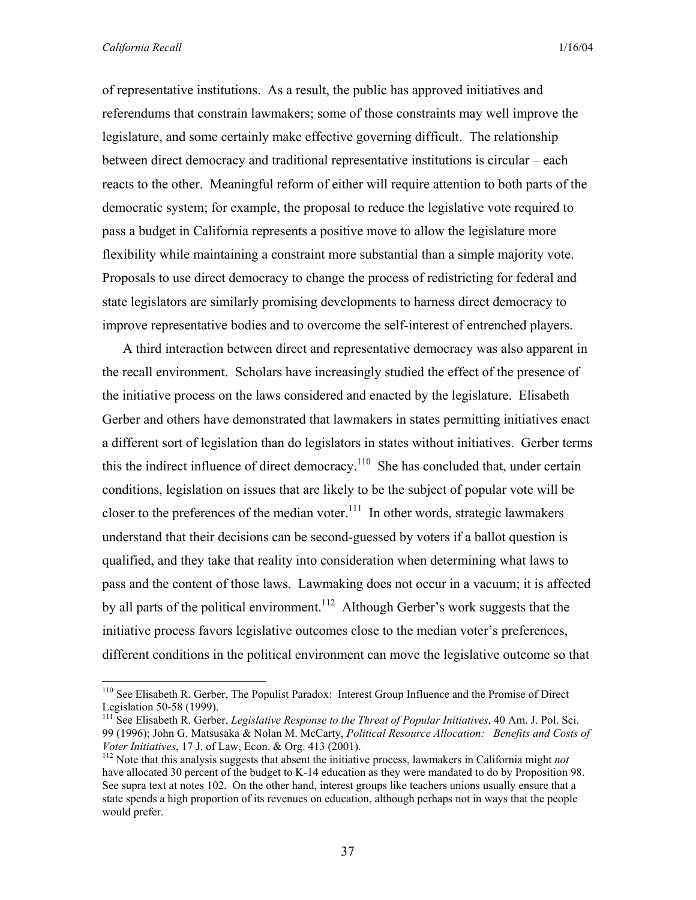of representative institutions. As a result, the public has approved initiatives and referendums that constrain lawmakers; some of those constraints may well improve the legislature, and some certainly make effective governing difficult. The relationship between direct democracy and traditional representative institutions is circular – each reacts to the other. Meaningful reform of either will require attention to both parts of the democratic system; for example, the proposal to reduce the legislative vote required to pass a budget in California represents a positive move to allow the legislature more flexibility while maintaining a constraint more substantial than a simple majority vote. Proposals to use direct democracy to change the process of redistricting for federal and state legislators are similarly promising developments to harness direct democracy to improve representative bodies and to overcome the self-interest of entrenched players.

A third interaction between direct and representative democracy was also apparent in the recall environment. Scholars have increasingly studied the effect of the presence of the initiative process on the laws considered and enacted by the legislature. Elisabeth Gerber and others have demonstrated that lawmakers in states permitting initiatives enact a different sort of legislation than do legislators in states without initiatives. Gerber terms this the indirect influence of direct democracy.[110] She has concluded that, under certain conditions, legislation on issues that are likely to be the subject of popular vote will be closer to the preferences of the median voter.[111] In other words, strategic lawmakers understand that their decisions can be second-guessed by voters if a ballot question is qualified, and they take that reality into consideration when determining what laws to pass and the content of those laws. Lawmaking does not occur in a vacuum; it is affected by all parts of the political environment.[112] Although Gerber's work suggests that the initiative process favors legislative outcomes close to the median voter's preferences, different conditions in the political environment can move the legislative outcome so that

---

[110] See Elisabeth R. Gerber, The Populist Paradox: Interest Group Influence and the Promise of Direct Legislation 50-58 (1999).

[111] See Elisabeth R. Gerber, *Legislative Response to the Threat of Popular Initiatives*, 40 Am. J. Pol. Sci. 99 (1996); John G. Matsusaka & Nolan M. McCarty, *Political Resource Allocation: Benefits and Costs of Voter Initiatives*, 17 J. of Law, Econ. & Org. 413 (2001).

[112] Note that this analysis suggests that absent the initiative process, lawmakers in California might *not* have allocated 30 percent of the budget to K-14 education as they were mandated to do by Proposition 98. See supra text at notes 102. On the other hand, interest groups like teachers unions usually ensure that a state spends a high proportion of its revenues on education, although perhaps not in ways that the people would prefer.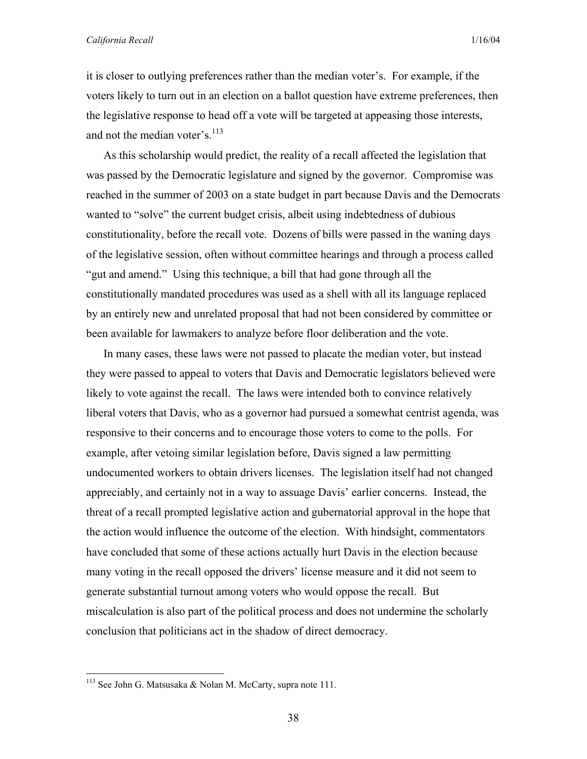it is closer to outlying preferences rather than the median voter's. For example, if the voters likely to turn out in an election on a ballot question have extreme preferences, then the legislative response to head off a vote will be targeted at appeasing those interests, and not the median voter's.[113]

As this scholarship would predict, the reality of a recall affected the legislation that was passed by the Democratic legislature and signed by the governor. Compromise was reached in the summer of 2003 on a state budget in part because Davis and the Democrats wanted to "solve" the current budget crisis, albeit using indebtedness of dubious constitutionality, before the recall vote. Dozens of bills were passed in the waning days of the legislative session, often without committee hearings and through a process called "gut and amend." Using this technique, a bill that had gone through all the constitutionally mandated procedures was used as a shell with all its language replaced by an entirely new and unrelated proposal that had not been considered by committee or been available for lawmakers to analyze before floor deliberation and the vote.

In many cases, these laws were not passed to placate the median voter, but instead they were passed to appeal to voters that Davis and Democratic legislators believed were likely to vote against the recall. The laws were intended both to convince relatively liberal voters that Davis, who as a governor had pursued a somewhat centrist agenda, was responsive to their concerns and to encourage those voters to come to the polls. For example, after vetoing similar legislation before, Davis signed a law permitting undocumented workers to obtain drivers licenses. The legislation itself had not changed appreciably, and certainly not in a way to assuage Davis' earlier concerns. Instead, the threat of a recall prompted legislative action and gubernatorial approval in the hope that the action would influence the outcome of the election. With hindsight, commentators have concluded that some of these actions actually hurt Davis in the election because many voting in the recall opposed the drivers' license measure and it did not seem to generate substantial turnout among voters who would oppose the recall. But miscalculation is also part of the political process and does not undermine the scholarly conclusion that politicians act in the shadow of direct democracy.

---

[113] See John G. Matsusaka & Nolan M. McCarty, supra note 111.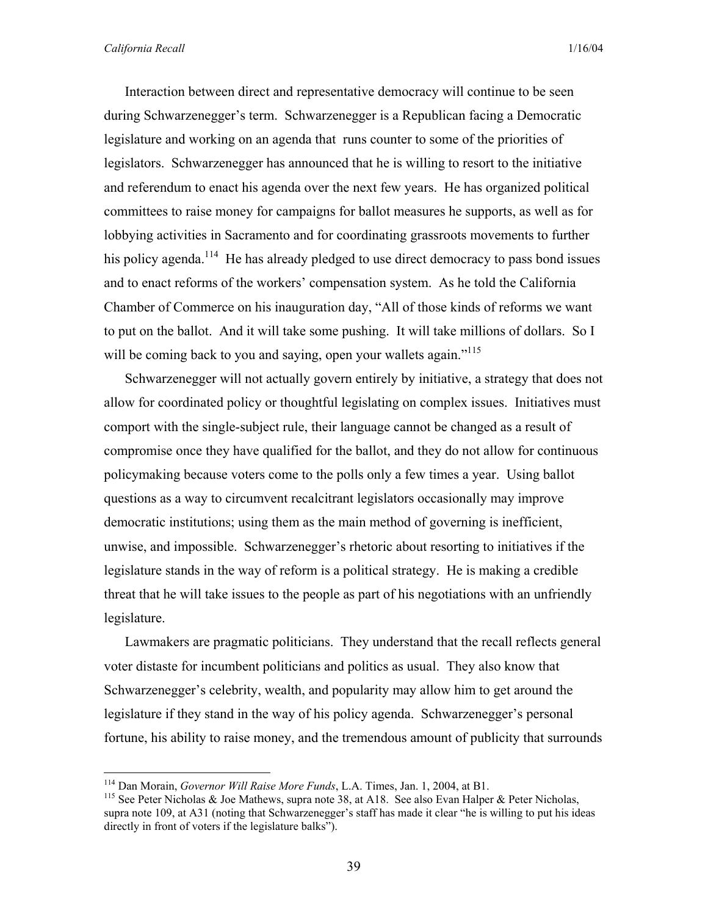Interaction between direct and representative democracy will continue to be seen during Schwarzenegger's term. Schwarzenegger is a Republican facing a Democratic legislature and working on an agenda that runs counter to some of the priorities of legislators. Schwarzenegger has announced that he is willing to resort to the initiative and referendum to enact his agenda over the next few years. He has organized political committees to raise money for campaigns for ballot measures he supports, as well as for lobbying activities in Sacramento and for coordinating grassroots movements to further his policy agenda.[114] He has already pledged to use direct democracy to pass bond issues and to enact reforms of the workers' compensation system. As he told the California Chamber of Commerce on his inauguration day, "All of those kinds of reforms we want to put on the ballot. And it will take some pushing. It will take millions of dollars. So I will be coming back to you and saying, open your wallets again."[115]

Schwarzenegger will not actually govern entirely by initiative, a strategy that does not allow for coordinated policy or thoughtful legislating on complex issues. Initiatives must comport with the single-subject rule, their language cannot be changed as a result of compromise once they have qualified for the ballot, and they do not allow for continuous policymaking because voters come to the polls only a few times a year. Using ballot questions as a way to circumvent recalcitrant legislators occasionally may improve democratic institutions; using them as the main method of governing is inefficient, unwise, and impossible. Schwarzenegger's rhetoric about resorting to initiatives if the legislature stands in the way of reform is a political strategy. He is making a credible threat that he will take issues to the people as part of his negotiations with an unfriendly legislature.

Lawmakers are pragmatic politicians. They understand that the recall reflects general voter distaste for incumbent politicians and politics as usual. They also know that Schwarzenegger's celebrity, wealth, and popularity may allow him to get around the legislature if they stand in the way of his policy agenda. Schwarzenegger's personal fortune, his ability to raise money, and the tremendous amount of publicity that surrounds

---

[114] Dan Morain, *Governor Will Raise More Funds*, L.A. Times, Jan. 1, 2004, at B1.

[115] See Peter Nicholas & Joe Mathews, supra note 38, at A18. See also Evan Halper & Peter Nicholas, supra note 109, at A31 (noting that Schwarzenegger's staff has made it clear "he is willing to put his ideas directly in front of voters if the legislature balks").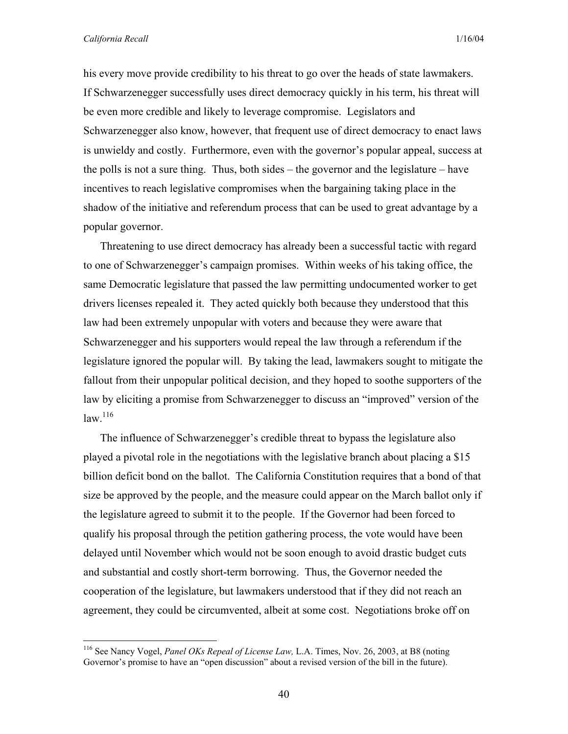his every move provide credibility to his threat to go over the heads of state lawmakers. If Schwarzenegger successfully uses direct democracy quickly in his term, his threat will be even more credible and likely to leverage compromise. Legislators and Schwarzenegger also know, however, that frequent use of direct democracy to enact laws is unwieldy and costly. Furthermore, even with the governor's popular appeal, success at the polls is not a sure thing. Thus, both sides – the governor and the legislature – have incentives to reach legislative compromises when the bargaining taking place in the shadow of the initiative and referendum process that can be used to great advantage by a popular governor.

Threatening to use direct democracy has already been a successful tactic with regard to one of Schwarzenegger's campaign promises. Within weeks of his taking office, the same Democratic legislature that passed the law permitting undocumented worker to get drivers licenses repealed it. They acted quickly both because they understood that this law had been extremely unpopular with voters and because they were aware that Schwarzenegger and his supporters would repeal the law through a referendum if the legislature ignored the popular will. By taking the lead, lawmakers sought to mitigate the fallout from their unpopular political decision, and they hoped to soothe supporters of the law by eliciting a promise from Schwarzenegger to discuss an "improved" version of the law.[116]

The influence of Schwarzenegger's credible threat to bypass the legislature also played a pivotal role in the negotiations with the legislative branch about placing a $15 billion deficit bond on the ballot. The California Constitution requires that a bond of that size be approved by the people, and the measure could appear on the March ballot only if the legislature agreed to submit it to the people. If the Governor had been forced to qualify his proposal through the petition gathering process, the vote would have been delayed until November which would not be soon enough to avoid drastic budget cuts and substantial and costly short-term borrowing. Thus, the Governor needed the cooperation of the legislature, but lawmakers understood that if they did not reach an agreement, they could be circumvented, albeit at some cost. Negotiations broke off on

---

[116] See Nancy Vogel, *Panel OKs Repeal of License Law,* L.A. Times, Nov. 26, 2003, at B8 (noting Governor's promise to have an "open discussion" about a revised version of the bill in the future).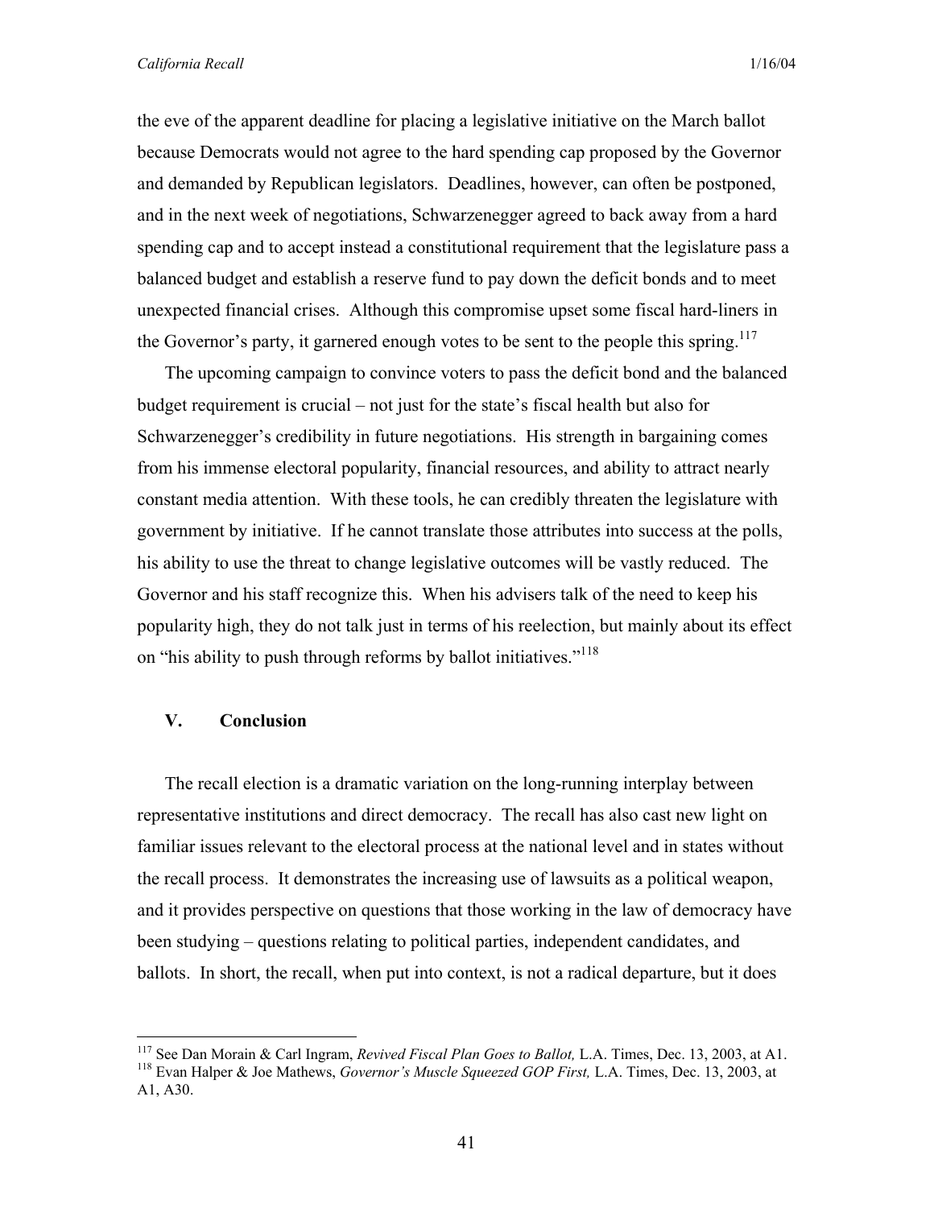the eve of the apparent deadline for placing a legislative initiative on the March ballot because Democrats would not agree to the hard spending cap proposed by the Governor and demanded by Republican legislators. Deadlines, however, can often be postponed, and in the next week of negotiations, Schwarzenegger agreed to back away from a hard spending cap and to accept instead a constitutional requirement that the legislature pass a balanced budget and establish a reserve fund to pay down the deficit bonds and to meet unexpected financial crises. Although this compromise upset some fiscal hard-liners in the Governor's party, it garnered enough votes to be sent to the people this spring.[117]

The upcoming campaign to convince voters to pass the deficit bond and the balanced budget requirement is crucial – not just for the state's fiscal health but also for Schwarzenegger's credibility in future negotiations. His strength in bargaining comes from his immense electoral popularity, financial resources, and ability to attract nearly constant media attention. With these tools, he can credibly threaten the legislature with government by initiative. If he cannot translate those attributes into success at the polls, his ability to use the threat to change legislative outcomes will be vastly reduced. The Governor and his staff recognize this. When his advisers talk of the need to keep his popularity high, they do not talk just in terms of his reelection, but mainly about its effect on "his ability to push through reforms by ballot initiatives."[118]

## V. Conclusion

The recall election is a dramatic variation on the long-running interplay between representative institutions and direct democracy. The recall has also cast new light on familiar issues relevant to the electoral process at the national level and in states without the recall process. It demonstrates the increasing use of lawsuits as a political weapon, and it provides perspective on questions that those working in the law of democracy have been studying – questions relating to political parties, independent candidates, and ballots. In short, the recall, when put into context, is not a radical departure, but it does

---

[117] See Dan Morain & Carl Ingram, *Revived Fiscal Plan Goes to Ballot,* L.A. Times, Dec. 13, 2003, at A1.

[118] Evan Halper & Joe Mathews, *Governor's Muscle Squeezed GOP First,* L.A. Times, Dec. 13, 2003, at A1, A30.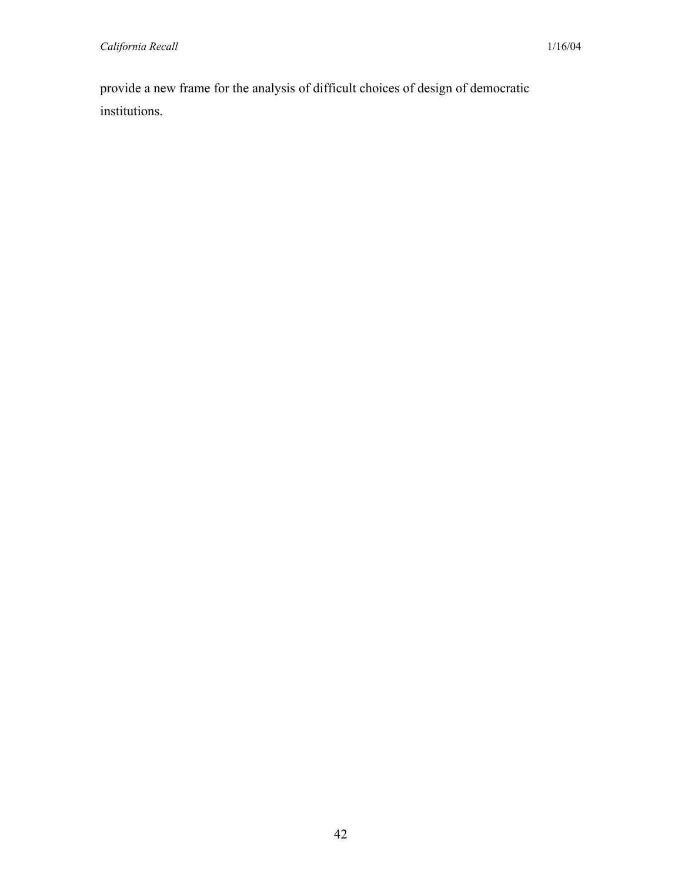provide a new frame for the analysis of difficult choices of design of democratic institutions.